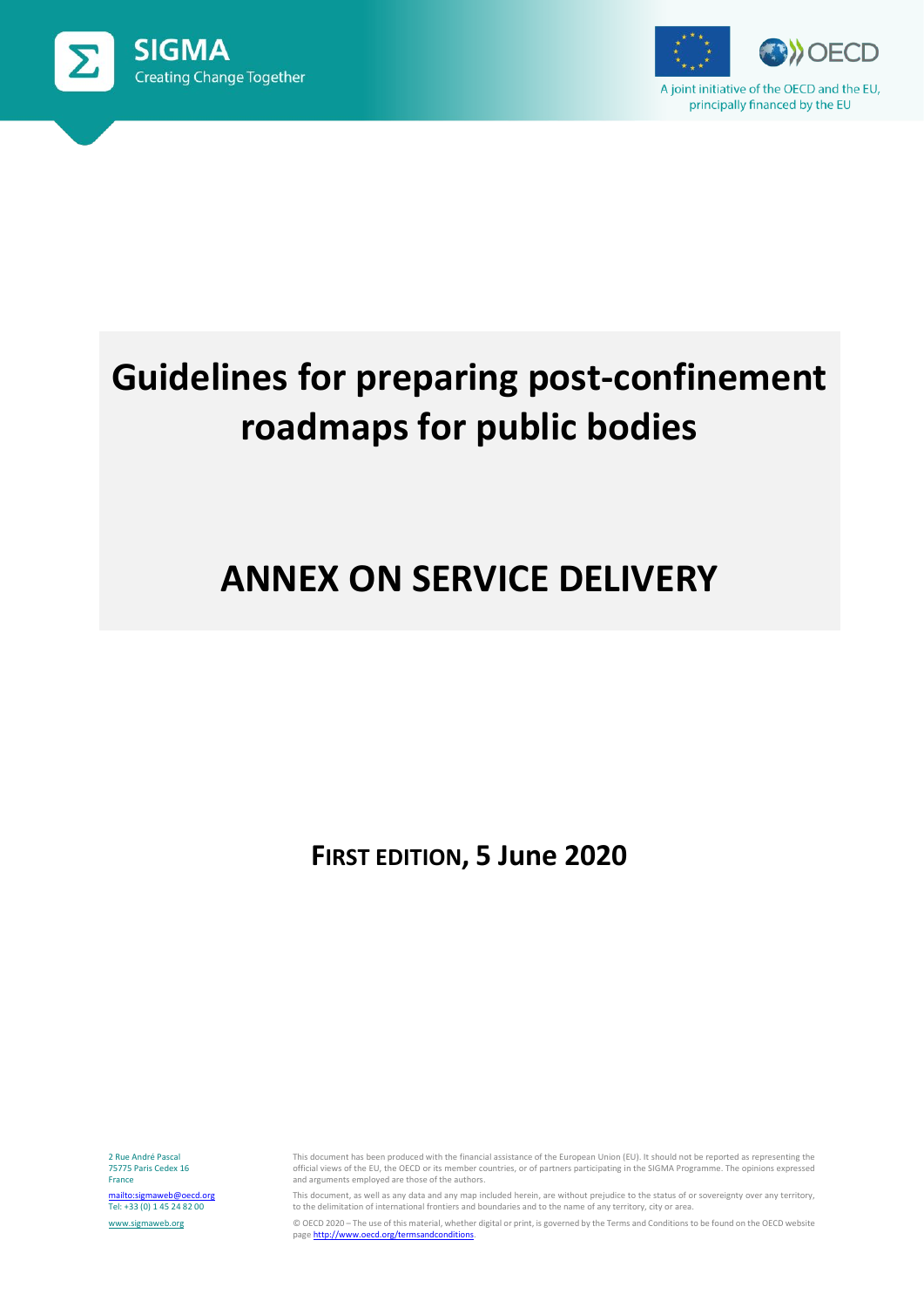SIGMA
Creating Change Together

A joint initiative of the OECD and the EU, principally financed by the EU

# Guidelines for preparing post-confinement roadmaps for public bodies

# ANNEX ON SERVICE DELIVERY

**FIRST EDITION, 5 June 2020**

2 Rue André Pascal
75775 Paris Cedex 16
France

mailto:sigmaweb@oecd.org
Tel: +33 (0) 1 45 24 82 00

www.sigmaweb.org

This document has been produced with the financial assistance of the European Union (EU). It should not be reported as representing the official views of the EU, the OECD or its member countries, or of partners participating in the SIGMA Programme. The opinions expressed and arguments employed are those of the authors.

This document, as well as any data and any map included herein, are without prejudice to the status of or sovereignty over any territory, to the delimitation of international frontiers and boundaries and to the name of any territory, city or area.

© OECD 2020 – The use of this material, whether digital or print, is governed by the Terms and Conditions to be found on the OECD website page http://www.oecd.org/termsandconditions.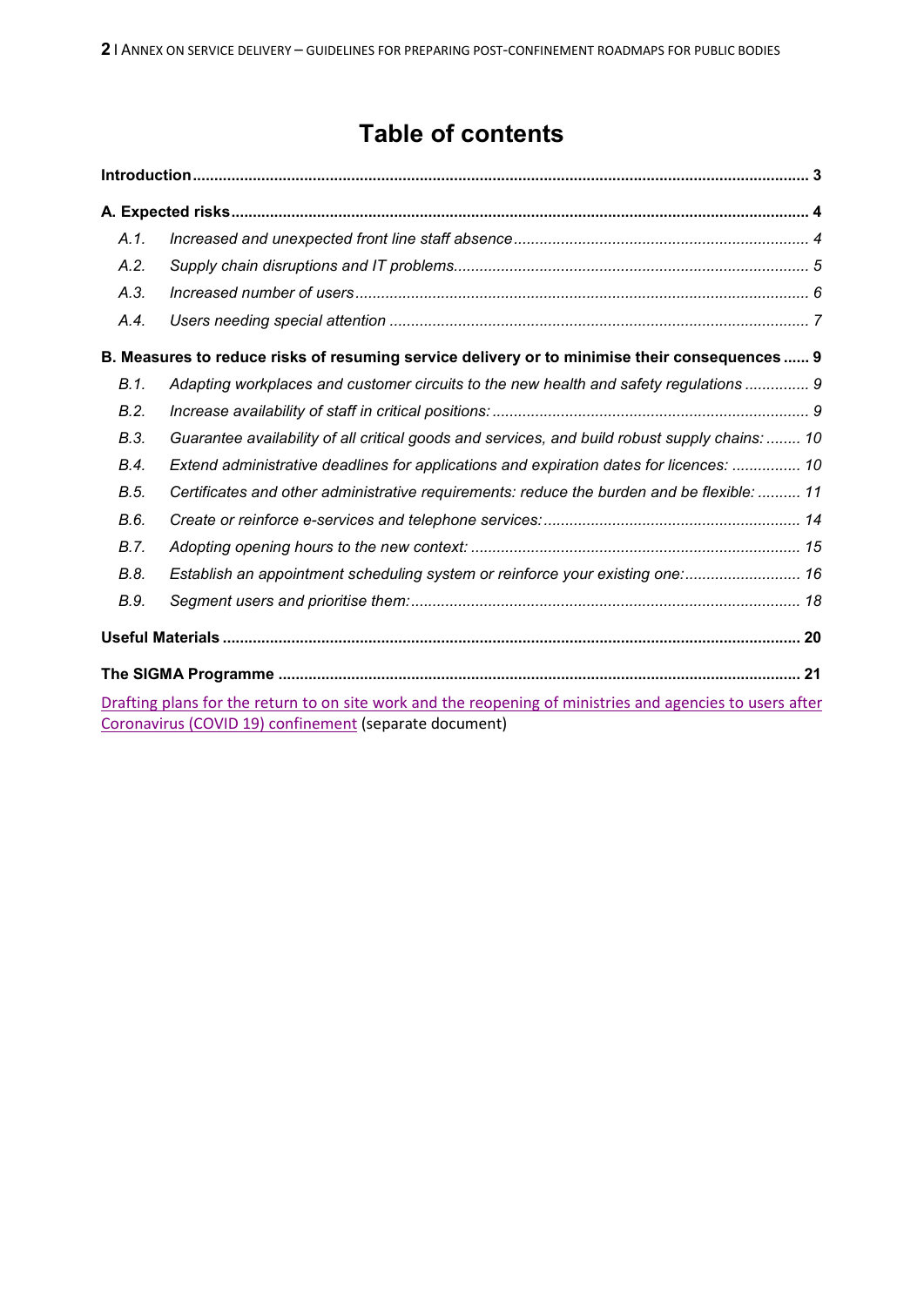# Table of contents

**Introduction** .......... **3**

**A. Expected risks** .......... **4**

- *A.1. Increased and unexpected front line staff absence* .......... *4*
- *A.2. Supply chain disruptions and IT problems* .......... *5*
- *A.3. Increased number of users* .......... *6*
- *A.4. Users needing special attention* .......... *7*

**B. Measures to reduce risks of resuming service delivery or to minimise their consequences** .......... **9**

- *B.1. Adapting workplaces and customer circuits to the new health and safety regulations* .......... *9*
- *B.2. Increase availability of staff in critical positions:* .......... *9*
- *B.3. Guarantee availability of all critical goods and services, and build robust supply chains:* .......... *10*
- *B.4. Extend administrative deadlines for applications and expiration dates for licences:* .......... *10*
- *B.5. Certificates and other administrative requirements: reduce the burden and be flexible:* .......... *11*
- *B.6. Create or reinforce e-services and telephone services:* .......... *14*
- *B.7. Adopting opening hours to the new context:* .......... *15*
- *B.8. Establish an appointment scheduling system or reinforce your existing one:* .......... *16*
- *B.9. Segment users and prioritise them:* .......... *18*

**Useful Materials** .......... **20**

**The SIGMA Programme** .......... **21**

Drafting plans for the return to on site work and the reopening of ministries and agencies to users after Coronavirus (COVID 19) confinement (separate document)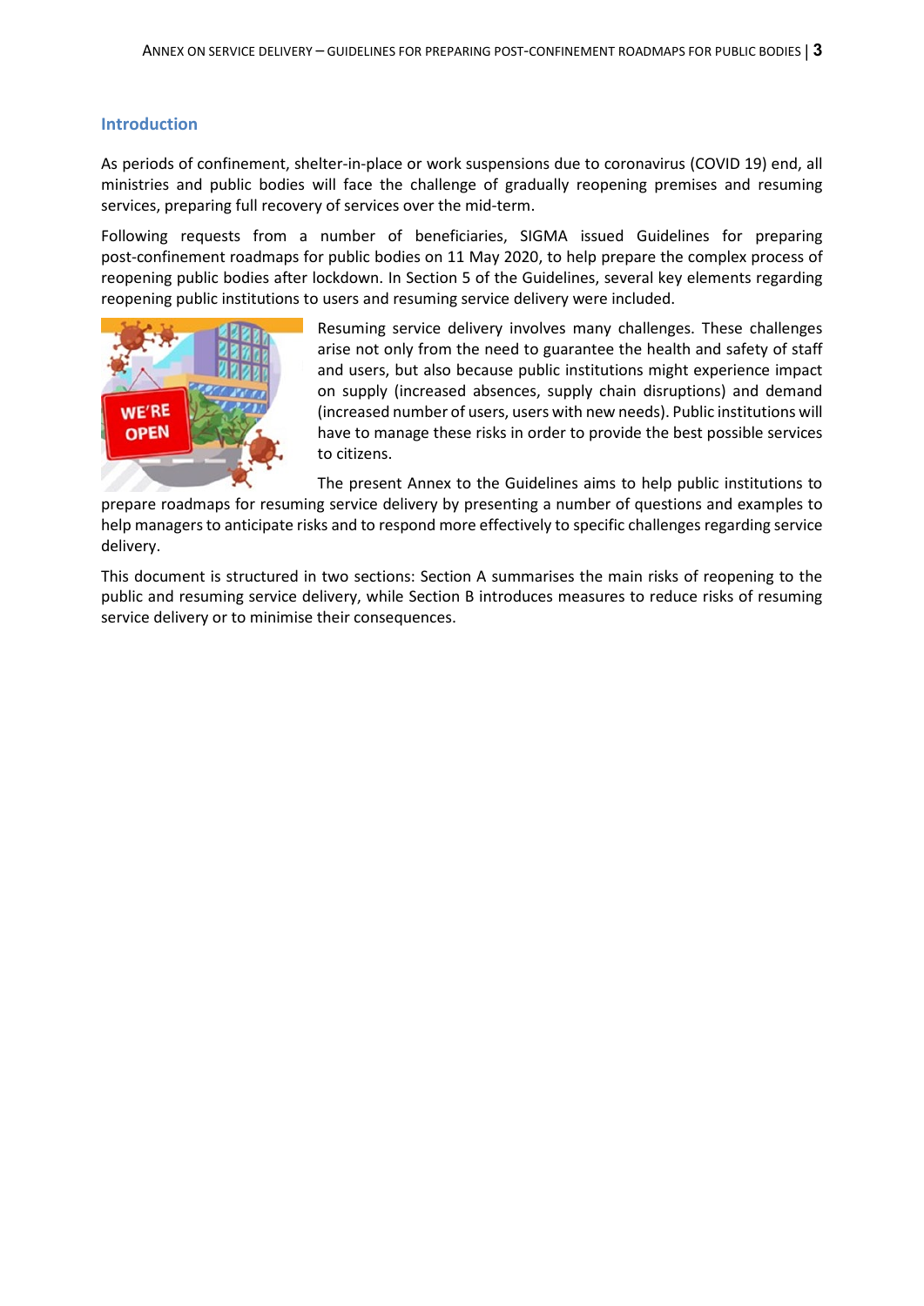## Introduction

As periods of confinement, shelter-in-place or work suspensions due to coronavirus (COVID 19) end, all ministries and public bodies will face the challenge of gradually reopening premises and resuming services, preparing full recovery of services over the mid-term.

Following requests from a number of beneficiaries, SIGMA issued Guidelines for preparing post-confinement roadmaps for public bodies on 11 May 2020, to help prepare the complex process of reopening public bodies after lockdown. In Section 5 of the Guidelines, several key elements regarding reopening public institutions to users and resuming service delivery were included.

Resuming service delivery involves many challenges. These challenges arise not only from the need to guarantee the health and safety of staff and users, but also because public institutions might experience impact on supply (increased absences, supply chain disruptions) and demand (increased number of users, users with new needs). Public institutions will have to manage these risks in order to provide the best possible services to citizens.

The present Annex to the Guidelines aims to help public institutions to prepare roadmaps for resuming service delivery by presenting a number of questions and examples to help managers to anticipate risks and to respond more effectively to specific challenges regarding service delivery.

This document is structured in two sections: Section A summarises the main risks of reopening to the public and resuming service delivery, while Section B introduces measures to reduce risks of resuming service delivery or to minimise their consequences.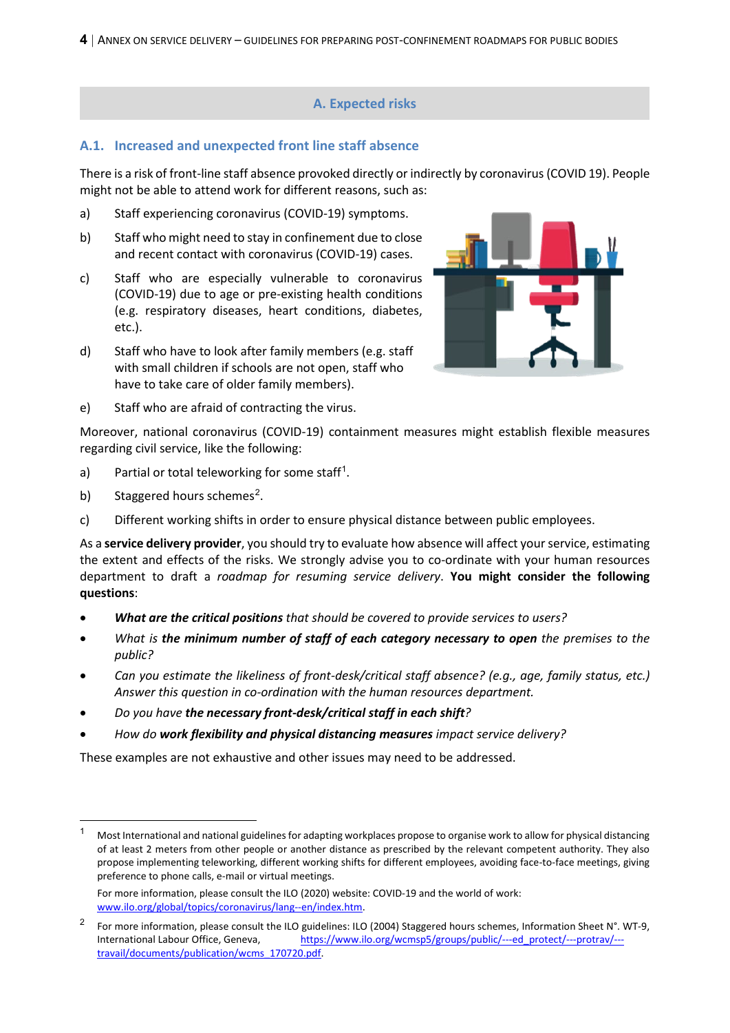## A. Expected risks

### A.1. Increased and unexpected front line staff absence

There is a risk of front-line staff absence provoked directly or indirectly by coronavirus (COVID 19). People might not be able to attend work for different reasons, such as:

a) Staff experiencing coronavirus (COVID-19) symptoms.

b) Staff who might need to stay in confinement due to close and recent contact with coronavirus (COVID-19) cases.

c) Staff who are especially vulnerable to coronavirus (COVID-19) due to age or pre-existing health conditions (e.g. respiratory diseases, heart conditions, diabetes, etc.).

d) Staff who have to look after family members (e.g. staff with small children if schools are not open, staff who have to take care of older family members).

e) Staff who are afraid of contracting the virus.

Moreover, national coronavirus (COVID-19) containment measures might establish flexible measures regarding civil service, like the following:

a) Partial or total teleworking for some staff[1].

b) Staggered hours schemes[2].

c) Different working shifts in order to ensure physical distance between public employees.

As a **service delivery provider**, you should try to evaluate how absence will affect your service, estimating the extent and effects of the risks. We strongly advise you to co-ordinate with your human resources department to draft a *roadmap for resuming service delivery*. **You might consider the following questions**:

- ***What are the critical positions*** *that should be covered to provide services to users?*
- *What is* ***the minimum number of staff of each category necessary to open*** *the premises to the public?*
- *Can you estimate the likeliness of front-desk/critical staff absence? (e.g., age, family status, etc.) Answer this question in co-ordination with the human resources department.*
- *Do you have* ***the necessary front-desk/critical staff in each shift****?*
- *How do* ***work flexibility and physical distancing measures*** *impact service delivery?*

These examples are not exhaustive and other issues may need to be addressed.

---

1 Most International and national guidelines for adapting workplaces propose to organise work to allow for physical distancing of at least 2 meters from other people or another distance as prescribed by the relevant competent authority. They also propose implementing teleworking, different working shifts for different employees, avoiding face-to-face meetings, giving preference to phone calls, e-mail or virtual meetings.

For more information, please consult the ILO (2020) website: COVID-19 and the world of work: www.ilo.org/global/topics/coronavirus/lang--en/index.htm.

2 For more information, please consult the ILO guidelines: ILO (2004) Staggered hours schemes, Information Sheet N°. WT-9, International Labour Office, Geneva, https://www.ilo.org/wcmsp5/groups/public/---ed_protect/---protrav/---travail/documents/publication/wcms_170720.pdf.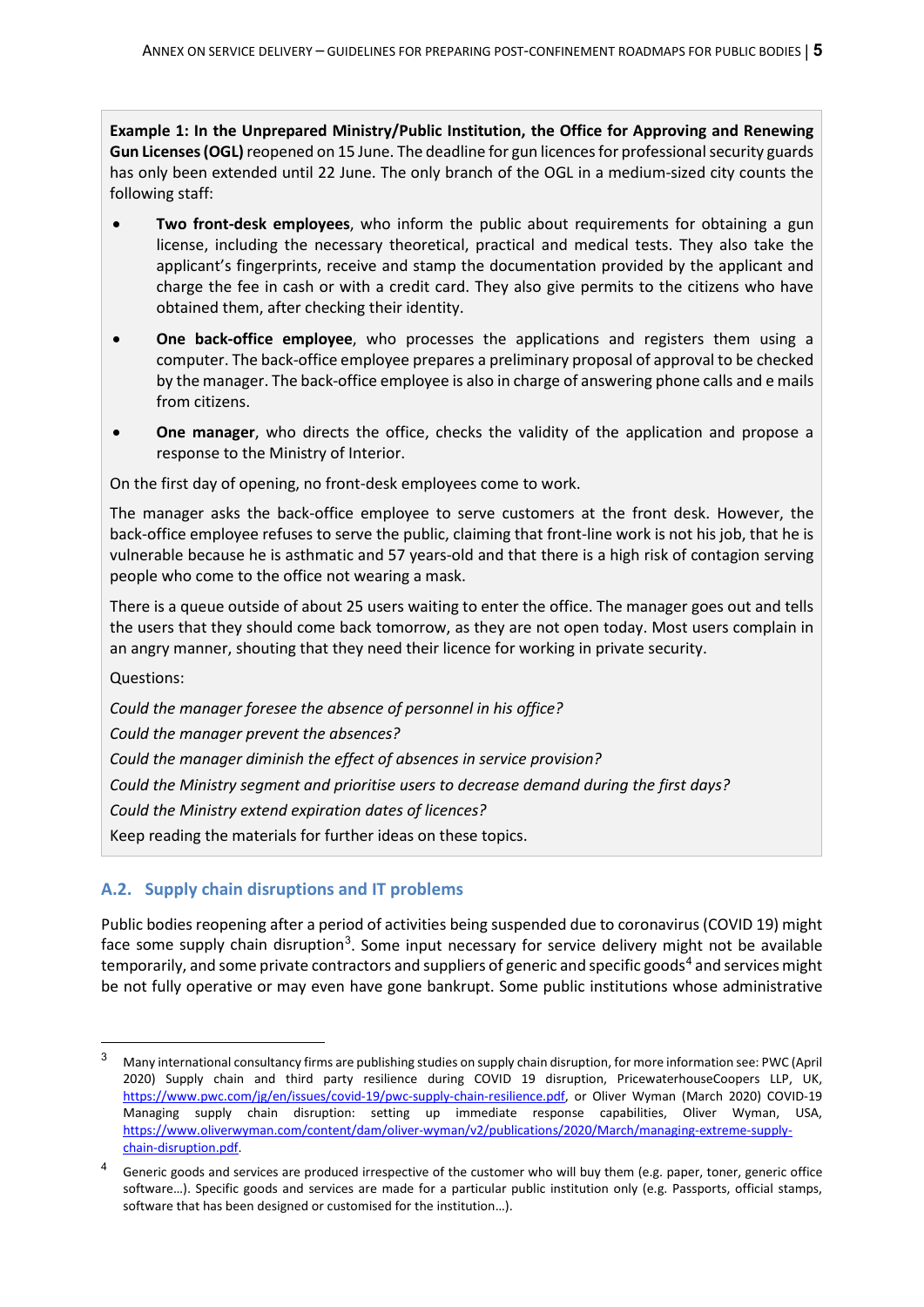**Example 1: In the Unprepared Ministry/Public Institution, the Office for Approving and Renewing Gun Licenses (OGL)** reopened on 15 June. The deadline for gun licences for professional security guards has only been extended until 22 June. The only branch of the OGL in a medium-sized city counts the following staff:

- **Two front-desk employees**, who inform the public about requirements for obtaining a gun license, including the necessary theoretical, practical and medical tests. They also take the applicant's fingerprints, receive and stamp the documentation provided by the applicant and charge the fee in cash or with a credit card. They also give permits to the citizens who have obtained them, after checking their identity.
- **One back-office employee**, who processes the applications and registers them using a computer. The back-office employee prepares a preliminary proposal of approval to be checked by the manager. The back-office employee is also in charge of answering phone calls and e mails from citizens.
- **One manager**, who directs the office, checks the validity of the application and propose a response to the Ministry of Interior.

On the first day of opening, no front-desk employees come to work.

The manager asks the back-office employee to serve customers at the front desk. However, the back-office employee refuses to serve the public, claiming that front-line work is not his job, that he is vulnerable because he is asthmatic and 57 years-old and that there is a high risk of contagion serving people who come to the office not wearing a mask.

There is a queue outside of about 25 users waiting to enter the office. The manager goes out and tells the users that they should come back tomorrow, as they are not open today. Most users complain in an angry manner, shouting that they need their licence for working in private security.

Questions:

*Could the manager foresee the absence of personnel in his office?*

*Could the manager prevent the absences?*

*Could the manager diminish the effect of absences in service provision?*

*Could the Ministry segment and prioritise users to decrease demand during the first days?*

*Could the Ministry extend expiration dates of licences?*

Keep reading the materials for further ideas on these topics.

## A.2. Supply chain disruptions and IT problems

Public bodies reopening after a period of activities being suspended due to coronavirus (COVID 19) might face some supply chain disruption[3]. Some input necessary for service delivery might not be available temporarily, and some private contractors and suppliers of generic and specific goods[4] and services might be not fully operative or may even have gone bankrupt. Some public institutions whose administrative

---

[3] Many international consultancy firms are publishing studies on supply chain disruption, for more information see: PWC (April 2020) Supply chain and third party resilience during COVID 19 disruption, PricewaterhouseCoopers LLP, UK, https://www.pwc.com/jg/en/issues/covid-19/pwc-supply-chain-resilience.pdf, or Oliver Wyman (March 2020) COVID-19 Managing supply chain disruption: setting up immediate response capabilities, Oliver Wyman, USA, https://www.oliverwyman.com/content/dam/oliver-wyman/v2/publications/2020/March/managing-extreme-supply-chain-disruption.pdf.

[4] Generic goods and services are produced irrespective of the customer who will buy them (e.g. paper, toner, generic office software…). Specific goods and services are made for a particular public institution only (e.g. Passports, official stamps, software that has been designed or customised for the institution…).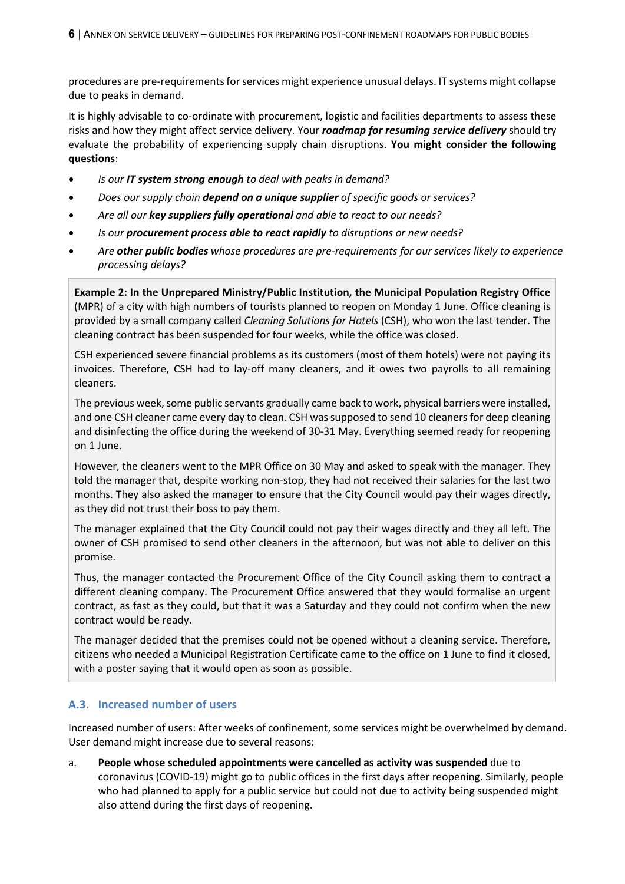procedures are pre-requirements for services might experience unusual delays. IT systems might collapse due to peaks in demand.

It is highly advisable to co-ordinate with procurement, logistic and facilities departments to assess these risks and how they might affect service delivery. Your ***roadmap for resuming service delivery*** should try evaluate the probability of experiencing supply chain disruptions. **You might consider the following questions**:

- *Is our **IT system strong enough** to deal with peaks in demand?*
- *Does our supply chain **depend on a unique supplier** of specific goods or services?*
- *Are all our **key suppliers fully operational** and able to react to our needs?*
- *Is our **procurement process able to react rapidly** to disruptions or new needs?*
- *Are **other public bodies** whose procedures are pre-requirements for our services likely to experience processing delays?*

> **Example 2: In the Unprepared Ministry/Public Institution, the Municipal Population Registry Office** (MPR) of a city with high numbers of tourists planned to reopen on Monday 1 June. Office cleaning is provided by a small company called *Cleaning Solutions for Hotels* (CSH), who won the last tender. The cleaning contract has been suspended for four weeks, while the office was closed.
>
> CSH experienced severe financial problems as its customers (most of them hotels) were not paying its invoices. Therefore, CSH had to lay-off many cleaners, and it owes two payrolls to all remaining cleaners.
>
> The previous week, some public servants gradually came back to work, physical barriers were installed, and one CSH cleaner came every day to clean. CSH was supposed to send 10 cleaners for deep cleaning and disinfecting the office during the weekend of 30-31 May. Everything seemed ready for reopening on 1 June.
>
> However, the cleaners went to the MPR Office on 30 May and asked to speak with the manager. They told the manager that, despite working non-stop, they had not received their salaries for the last two months. They also asked the manager to ensure that the City Council would pay their wages directly, as they did not trust their boss to pay them.
>
> The manager explained that the City Council could not pay their wages directly and they all left. The owner of CSH promised to send other cleaners in the afternoon, but was not able to deliver on this promise.
>
> Thus, the manager contacted the Procurement Office of the City Council asking them to contract a different cleaning company. The Procurement Office answered that they would formalise an urgent contract, as fast as they could, but that it was a Saturday and they could not confirm when the new contract would be ready.
>
> The manager decided that the premises could not be opened without a cleaning service. Therefore, citizens who needed a Municipal Registration Certificate came to the office on 1 June to find it closed, with a poster saying that it would open as soon as possible.

### A.3. Increased number of users

Increased number of users: After weeks of confinement, some services might be overwhelmed by demand. User demand might increase due to several reasons:

a. **People whose scheduled appointments were cancelled as activity was suspended** due to coronavirus (COVID-19) might go to public offices in the first days after reopening. Similarly, people who had planned to apply for a public service but could not due to activity being suspended might also attend during the first days of reopening.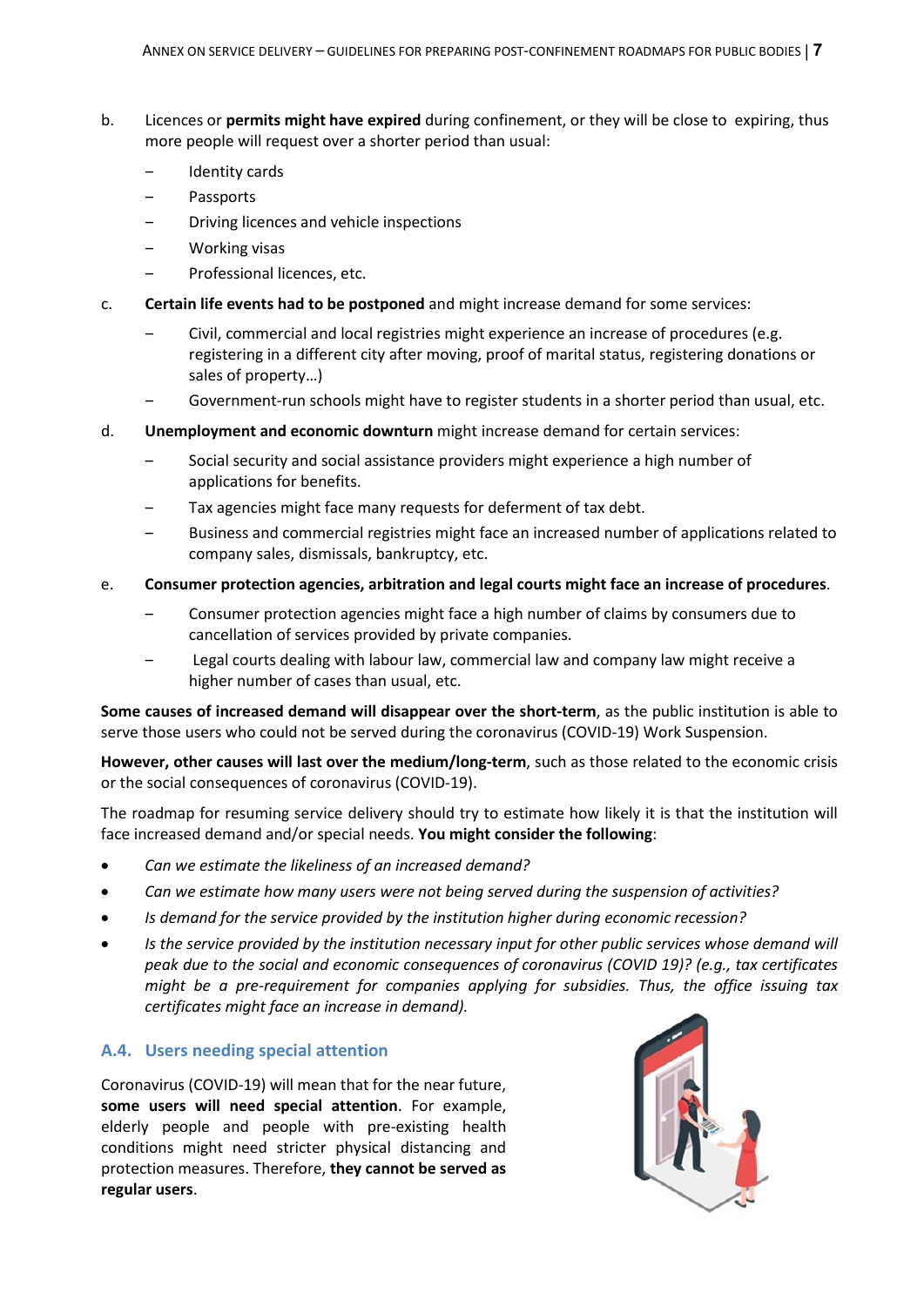b. Licences or **permits might have expired** during confinement, or they will be close to expiring, thus more people will request over a shorter period than usual:

   - Identity cards
   - Passports
   - Driving licences and vehicle inspections
   - Working visas
   - Professional licences, etc.

c. **Certain life events had to be postponed** and might increase demand for some services:

   - Civil, commercial and local registries might experience an increase of procedures (e.g. registering in a different city after moving, proof of marital status, registering donations or sales of property…)
   - Government-run schools might have to register students in a shorter period than usual, etc.

d. **Unemployment and economic downturn** might increase demand for certain services:

   - Social security and social assistance providers might experience a high number of applications for benefits.
   - Tax agencies might face many requests for deferment of tax debt.
   - Business and commercial registries might face an increased number of applications related to company sales, dismissals, bankruptcy, etc.

e. **Consumer protection agencies, arbitration and legal courts might face an increase of procedures**.

   - Consumer protection agencies might face a high number of claims by consumers due to cancellation of services provided by private companies.
   - Legal courts dealing with labour law, commercial law and company law might receive a higher number of cases than usual, etc.

**Some causes of increased demand will disappear over the short-term**, as the public institution is able to serve those users who could not be served during the coronavirus (COVID-19) Work Suspension.

**However, other causes will last over the medium/long-term**, such as those related to the economic crisis or the social consequences of coronavirus (COVID-19).

The roadmap for resuming service delivery should try to estimate how likely it is that the institution will face increased demand and/or special needs. **You might consider the following**:

- *Can we estimate the likeliness of an increased demand?*
- *Can we estimate how many users were not being served during the suspension of activities?*
- *Is demand for the service provided by the institution higher during economic recession?*
- *Is the service provided by the institution necessary input for other public services whose demand will peak due to the social and economic consequences of coronavirus (COVID 19)? (e.g., tax certificates might be a pre-requirement for companies applying for subsidies. Thus, the office issuing tax certificates might face an increase in demand).*

### A.4. Users needing special attention

Coronavirus (COVID-19) will mean that for the near future, **some users will need special attention**. For example, elderly people and people with pre-existing health conditions might need stricter physical distancing and protection measures. Therefore, **they cannot be served as regular users**.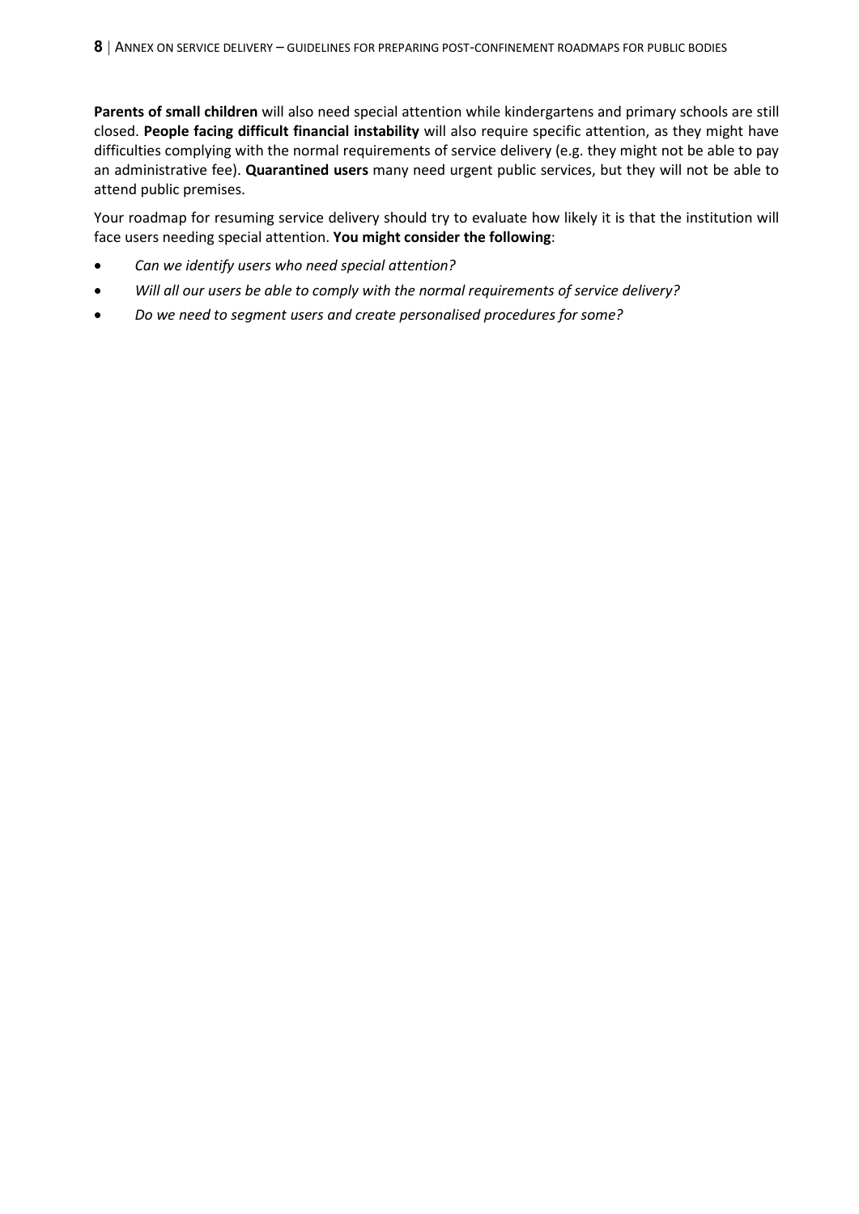**Parents of small children** will also need special attention while kindergartens and primary schools are still closed. **People facing difficult financial instability** will also require specific attention, as they might have difficulties complying with the normal requirements of service delivery (e.g. they might not be able to pay an administrative fee). **Quarantined users** many need urgent public services, but they will not be able to attend public premises.

Your roadmap for resuming service delivery should try to evaluate how likely it is that the institution will face users needing special attention. **You might consider the following**:

- *Can we identify users who need special attention?*
- *Will all our users be able to comply with the normal requirements of service delivery?*
- *Do we need to segment users and create personalised procedures for some?*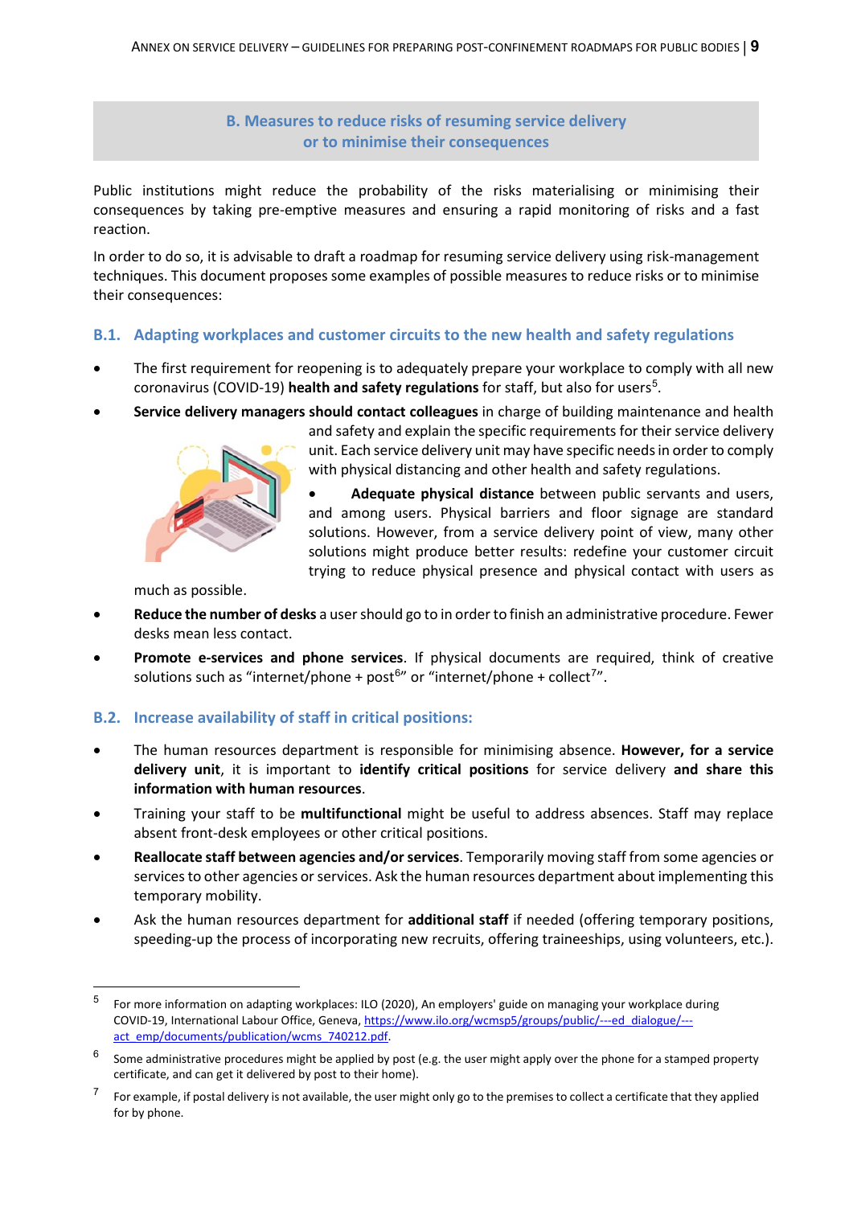## B. Measures to reduce risks of resuming service delivery or to minimise their consequences

Public institutions might reduce the probability of the risks materialising or minimising their consequences by taking pre-emptive measures and ensuring a rapid monitoring of risks and a fast reaction.

In order to do so, it is advisable to draft a roadmap for resuming service delivery using risk-management techniques. This document proposes some examples of possible measures to reduce risks or to minimise their consequences:

### B.1. Adapting workplaces and customer circuits to the new health and safety regulations

- The first requirement for reopening is to adequately prepare your workplace to comply with all new coronavirus (COVID-19) **health and safety regulations** for staff, but also for users[5].
- **Service delivery managers should contact colleagues** in charge of building maintenance and health and safety and explain the specific requirements for their service delivery unit. Each service delivery unit may have specific needs in order to comply with physical distancing and other health and safety regulations.
  - **Adequate physical distance** between public servants and users, and among users. Physical barriers and floor signage are standard solutions. However, from a service delivery point of view, many other solutions might produce better results: redefine your customer circuit trying to reduce physical presence and physical contact with users as much as possible.
- **Reduce the number of desks** a user should go to in order to finish an administrative procedure. Fewer desks mean less contact.
- **Promote e-services and phone services**. If physical documents are required, think of creative solutions such as "internet/phone + post[6]" or "internet/phone + collect[7]".

### B.2. Increase availability of staff in critical positions:

- The human resources department is responsible for minimising absence. **However, for a service delivery unit**, it is important to **identify critical positions** for service delivery **and share this information with human resources**.
- Training your staff to be **multifunctional** might be useful to address absences. Staff may replace absent front-desk employees or other critical positions.
- **Reallocate staff between agencies and/or services**. Temporarily moving staff from some agencies or services to other agencies or services. Ask the human resources department about implementing this temporary mobility.
- Ask the human resources department for **additional staff** if needed (offering temporary positions, speeding-up the process of incorporating new recruits, offering traineeships, using volunteers, etc.).

---

[5] For more information on adapting workplaces: ILO (2020), An employers' guide on managing your workplace during COVID-19, International Labour Office, Geneva, https://www.ilo.org/wcmsp5/groups/public/---ed_dialogue/---act_emp/documents/publication/wcms_740212.pdf.

[6] Some administrative procedures might be applied by post (e.g. the user might apply over the phone for a stamped property certificate, and can get it delivered by post to their home).

[7] For example, if postal delivery is not available, the user might only go to the premises to collect a certificate that they applied for by phone.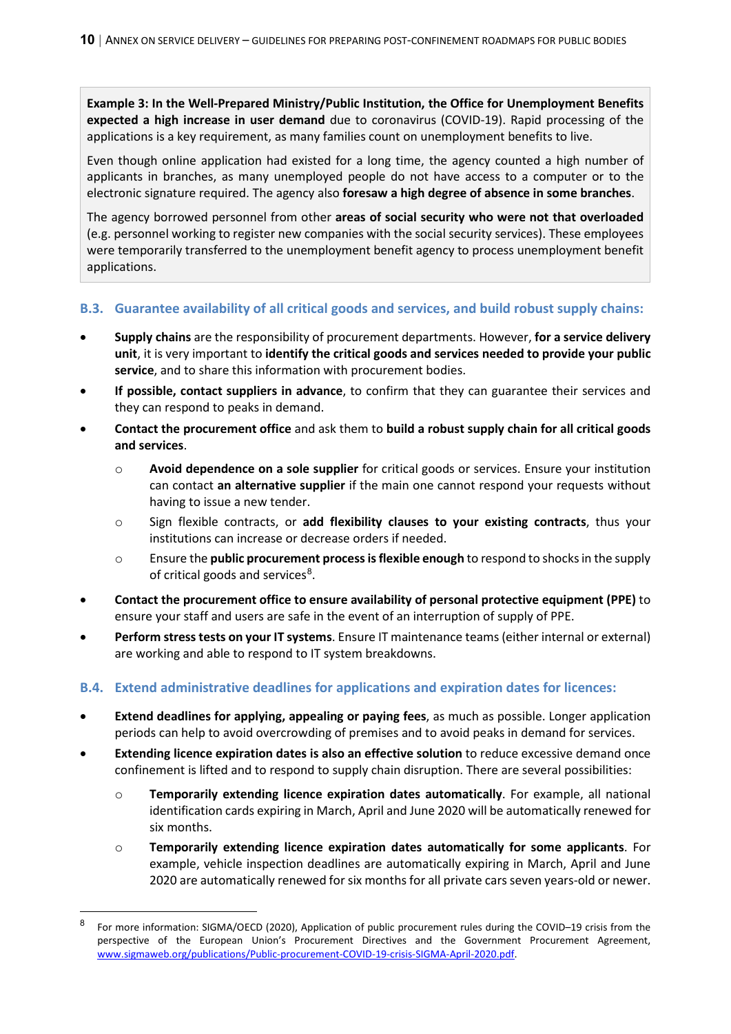**Example 3: In the Well-Prepared Ministry/Public Institution, the Office for Unemployment Benefits expected a high increase in user demand** due to coronavirus (COVID-19). Rapid processing of the applications is a key requirement, as many families count on unemployment benefits to live.

Even though online application had existed for a long time, the agency counted a high number of applicants in branches, as many unemployed people do not have access to a computer or to the electronic signature required. The agency also **foresaw a high degree of absence in some branches**.

The agency borrowed personnel from other **areas of social security who were not that overloaded** (e.g. personnel working to register new companies with the social security services). These employees were temporarily transferred to the unemployment benefit agency to process unemployment benefit applications.

### B.3. Guarantee availability of all critical goods and services, and build robust supply chains:

- **Supply chains** are the responsibility of procurement departments. However, **for a service delivery unit**, it is very important to **identify the critical goods and services needed to provide your public service**, and to share this information with procurement bodies.
- **If possible, contact suppliers in advance**, to confirm that they can guarantee their services and they can respond to peaks in demand.
- **Contact the procurement office** and ask them to **build a robust supply chain for all critical goods and services**.
  - **Avoid dependence on a sole supplier** for critical goods or services. Ensure your institution can contact **an alternative supplier** if the main one cannot respond your requests without having to issue a new tender.
  - Sign flexible contracts, or **add flexibility clauses to your existing contracts**, thus your institutions can increase or decrease orders if needed.
  - Ensure the **public procurement process is flexible enough** to respond to shocks in the supply of critical goods and services[8].
- **Contact the procurement office to ensure availability of personal protective equipment (PPE)** to ensure your staff and users are safe in the event of an interruption of supply of PPE.
- **Perform stress tests on your IT systems**. Ensure IT maintenance teams (either internal or external) are working and able to respond to IT system breakdowns.

### B.4. Extend administrative deadlines for applications and expiration dates for licences:

- **Extend deadlines for applying, appealing or paying fees**, as much as possible. Longer application periods can help to avoid overcrowding of premises and to avoid peaks in demand for services.
- **Extending licence expiration dates is also an effective solution** to reduce excessive demand once confinement is lifted and to respond to supply chain disruption. There are several possibilities:
  - **Temporarily extending licence expiration dates automatically**. For example, all national identification cards expiring in March, April and June 2020 will be automatically renewed for six months.
  - **Temporarily extending licence expiration dates automatically for some applicants**. For example, vehicle inspection deadlines are automatically expiring in March, April and June 2020 are automatically renewed for six months for all private cars seven years-old or newer.

[8] For more information: SIGMA/OECD (2020), Application of public procurement rules during the COVID–19 crisis from the perspective of the European Union's Procurement Directives and the Government Procurement Agreement, www.sigmaweb.org/publications/Public-procurement-COVID-19-crisis-SIGMA-April-2020.pdf.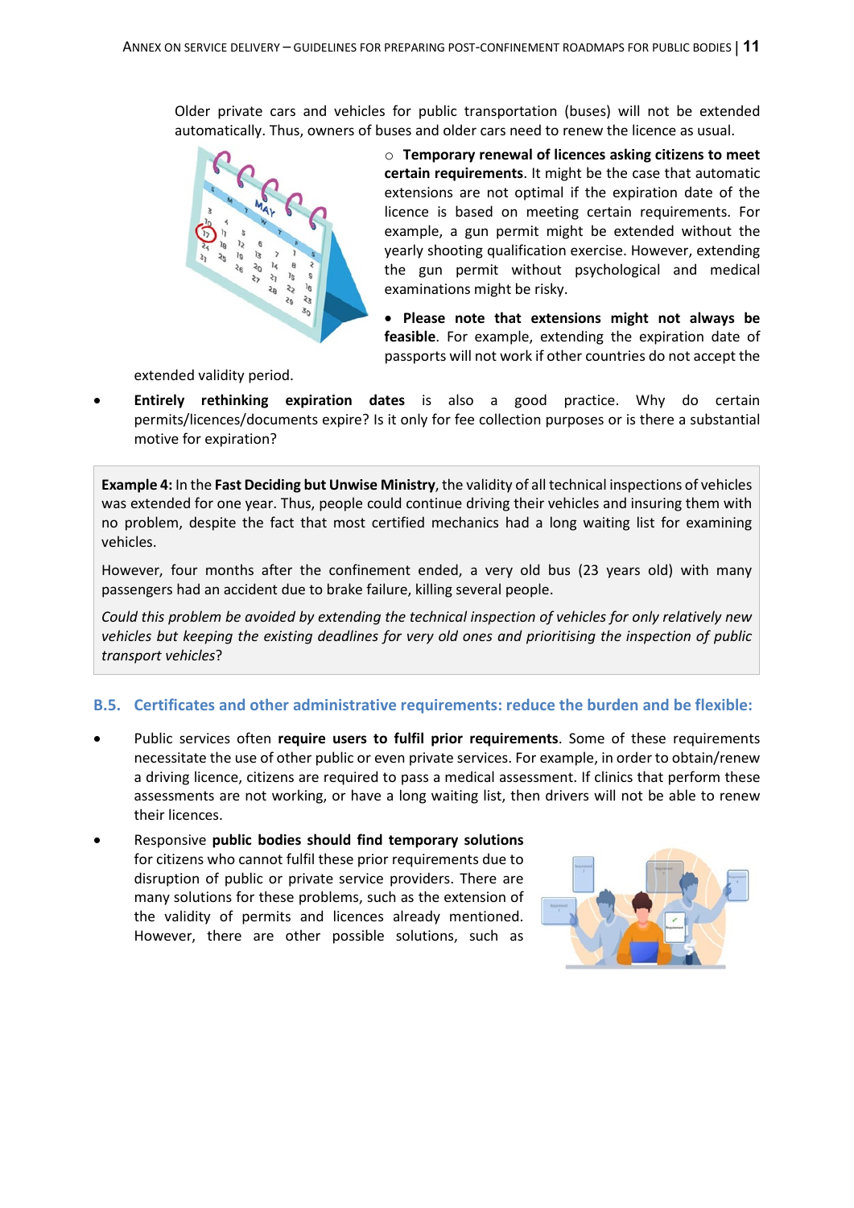Older private cars and vehicles for public transportation (buses) will not be extended automatically. Thus, owners of buses and older cars need to renew the licence as usual.

- **Temporary renewal of licences asking citizens to meet certain requirements**. It might be the case that automatic extensions are not optimal if the expiration date of the licence is based on meeting certain requirements. For example, a gun permit might be extended without the yearly shooting qualification exercise. However, extending the gun permit without psychological and medical examinations might be risky.

- **Please note that extensions might not always be feasible**. For example, extending the expiration date of passports will not work if other countries do not accept the extended validity period.

- **Entirely rethinking expiration dates** is also a good practice. Why do certain permits/licences/documents expire? Is it only for fee collection purposes or is there a substantial motive for expiration?

> **Example 4:** In the **Fast Deciding but Unwise Ministry**, the validity of all technical inspections of vehicles was extended for one year. Thus, people could continue driving their vehicles and insuring them with no problem, despite the fact that most certified mechanics had a long waiting list for examining vehicles.
>
> However, four months after the confinement ended, a very old bus (23 years old) with many passengers had an accident due to brake failure, killing several people.
>
> *Could this problem be avoided by extending the technical inspection of vehicles for only relatively new vehicles but keeping the existing deadlines for very old ones and prioritising the inspection of public transport vehicles*?

## B.5. Certificates and other administrative requirements: reduce the burden and be flexible:

- Public services often **require users to fulfil prior requirements**. Some of these requirements necessitate the use of other public or even private services. For example, in order to obtain/renew a driving licence, citizens are required to pass a medical assessment. If clinics that perform these assessments are not working, or have a long waiting list, then drivers will not be able to renew their licences.
- Responsive **public bodies should find temporary solutions** for citizens who cannot fulfil these prior requirements due to disruption of public or private service providers. There are many solutions for these problems, such as the extension of the validity of permits and licences already mentioned. However, there are other possible solutions, such as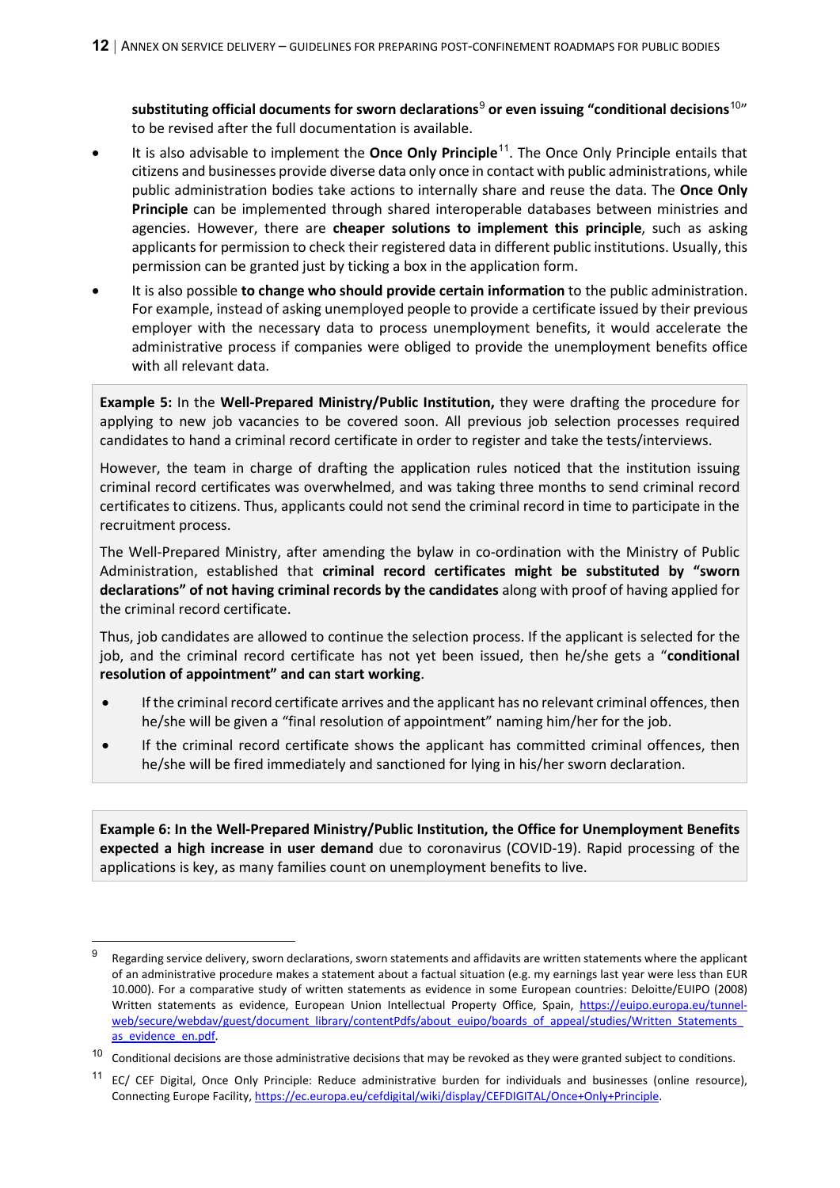**substituting official documents for sworn declarations**[9] **or even issuing "conditional decisions**[10]" to be revised after the full documentation is available.

- It is also advisable to implement the **Once Only Principle**[11]. The Once Only Principle entails that citizens and businesses provide diverse data only once in contact with public administrations, while public administration bodies take actions to internally share and reuse the data. The **Once Only Principle** can be implemented through shared interoperable databases between ministries and agencies. However, there are **cheaper solutions to implement this principle**, such as asking applicants for permission to check their registered data in different public institutions. Usually, this permission can be granted just by ticking a box in the application form.
- It is also possible **to change who should provide certain information** to the public administration. For example, instead of asking unemployed people to provide a certificate issued by their previous employer with the necessary data to process unemployment benefits, it would accelerate the administrative process if companies were obliged to provide the unemployment benefits office with all relevant data.

**Example 5:** In the **Well-Prepared Ministry/Public Institution,** they were drafting the procedure for applying to new job vacancies to be covered soon. All previous job selection processes required candidates to hand a criminal record certificate in order to register and take the tests/interviews.

However, the team in charge of drafting the application rules noticed that the institution issuing criminal record certificates was overwhelmed, and was taking three months to send criminal record certificates to citizens. Thus, applicants could not send the criminal record in time to participate in the recruitment process.

The Well-Prepared Ministry, after amending the bylaw in co-ordination with the Ministry of Public Administration, established that **criminal record certificates might be substituted by "sworn declarations" of not having criminal records by the candidates** along with proof of having applied for the criminal record certificate.

Thus, job candidates are allowed to continue the selection process. If the applicant is selected for the job, and the criminal record certificate has not yet been issued, then he/she gets a "**conditional resolution of appointment" and can start working**.

- If the criminal record certificate arrives and the applicant has no relevant criminal offences, then he/she will be given a "final resolution of appointment" naming him/her for the job.
- If the criminal record certificate shows the applicant has committed criminal offences, then he/she will be fired immediately and sanctioned for lying in his/her sworn declaration.

**Example 6: In the Well-Prepared Ministry/Public Institution, the Office for Unemployment Benefits expected a high increase in user demand** due to coronavirus (COVID-19). Rapid processing of the applications is key, as many families count on unemployment benefits to live.

---

[9] Regarding service delivery, sworn declarations, sworn statements and affidavits are written statements where the applicant of an administrative procedure makes a statement about a factual situation (e.g. my earnings last year were less than EUR 10.000). For a comparative study of written statements as evidence in some European countries: Deloitte/EUIPO (2008) Written statements as evidence, European Union Intellectual Property Office, Spain, https://euipo.europa.eu/tunnel-web/secure/webdav/guest/document_library/contentPdfs/about_euipo/boards_of_appeal/studies/Written_Statements_as_evidence_en.pdf.

[10] Conditional decisions are those administrative decisions that may be revoked as they were granted subject to conditions.

[11] EC/ CEF Digital, Once Only Principle: Reduce administrative burden for individuals and businesses (online resource), Connecting Europe Facility, https://ec.europa.eu/cefdigital/wiki/display/CEFDIGITAL/Once+Only+Principle.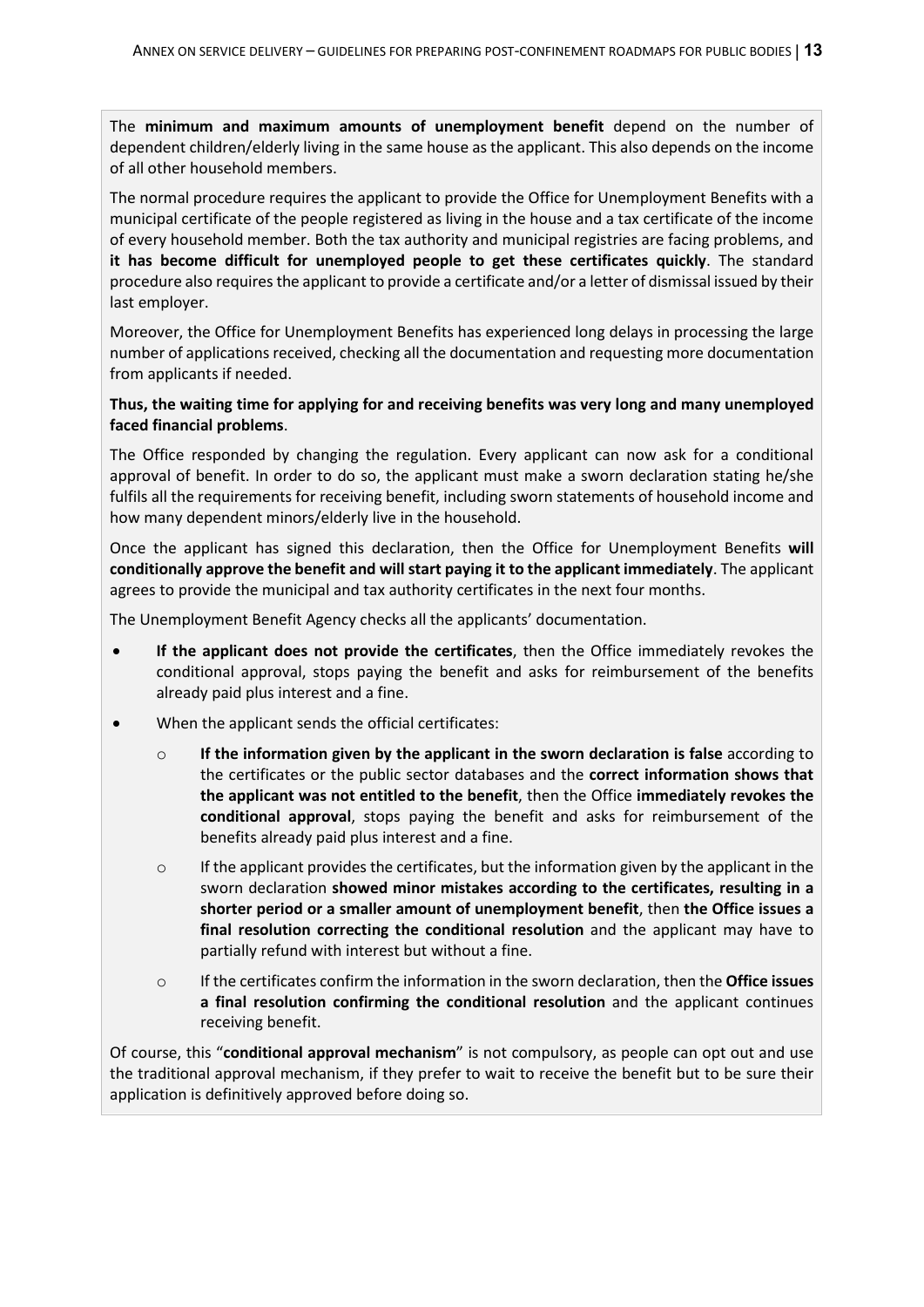The **minimum and maximum amounts of unemployment benefit** depend on the number of dependent children/elderly living in the same house as the applicant. This also depends on the income of all other household members.

The normal procedure requires the applicant to provide the Office for Unemployment Benefits with a municipal certificate of the people registered as living in the house and a tax certificate of the income of every household member. Both the tax authority and municipal registries are facing problems, and **it has become difficult for unemployed people to get these certificates quickly**. The standard procedure also requires the applicant to provide a certificate and/or a letter of dismissal issued by their last employer.

Moreover, the Office for Unemployment Benefits has experienced long delays in processing the large number of applications received, checking all the documentation and requesting more documentation from applicants if needed.

**Thus, the waiting time for applying for and receiving benefits was very long and many unemployed faced financial problems**.

The Office responded by changing the regulation. Every applicant can now ask for a conditional approval of benefit. In order to do so, the applicant must make a sworn declaration stating he/she fulfils all the requirements for receiving benefit, including sworn statements of household income and how many dependent minors/elderly live in the household.

Once the applicant has signed this declaration, then the Office for Unemployment Benefits **will conditionally approve the benefit and will start paying it to the applicant immediately**. The applicant agrees to provide the municipal and tax authority certificates in the next four months.

The Unemployment Benefit Agency checks all the applicants' documentation.

- **If the applicant does not provide the certificates**, then the Office immediately revokes the conditional approval, stops paying the benefit and asks for reimbursement of the benefits already paid plus interest and a fine.
- When the applicant sends the official certificates:
  - **If the information given by the applicant in the sworn declaration is false** according to the certificates or the public sector databases and the **correct information shows that the applicant was not entitled to the benefit**, then the Office **immediately revokes the conditional approval**, stops paying the benefit and asks for reimbursement of the benefits already paid plus interest and a fine.
  - If the applicant provides the certificates, but the information given by the applicant in the sworn declaration **showed minor mistakes according to the certificates, resulting in a shorter period or a smaller amount of unemployment benefit**, then **the Office issues a final resolution correcting the conditional resolution** and the applicant may have to partially refund with interest but without a fine.
  - If the certificates confirm the information in the sworn declaration, then the **Office issues a final resolution confirming the conditional resolution** and the applicant continues receiving benefit.

Of course, this "**conditional approval mechanism**" is not compulsory, as people can opt out and use the traditional approval mechanism, if they prefer to wait to receive the benefit but to be sure their application is definitively approved before doing so.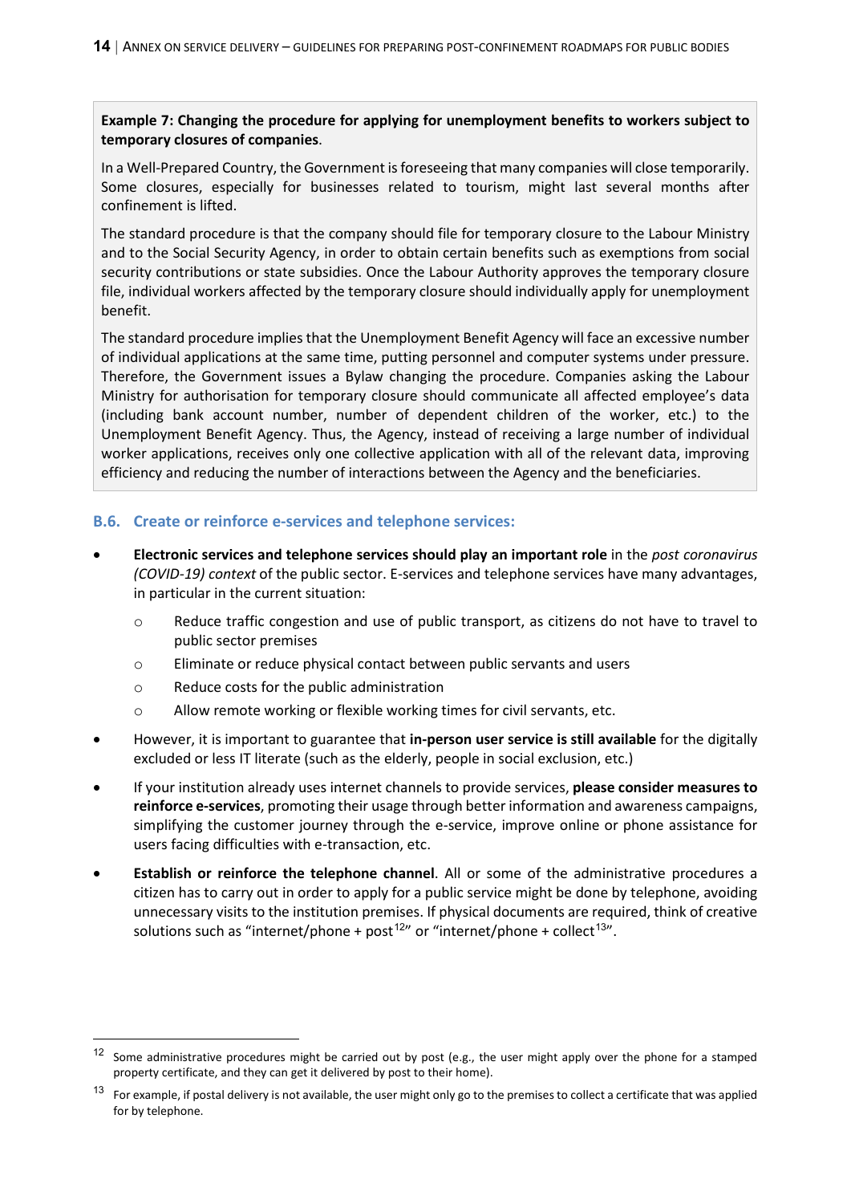**Example 7: Changing the procedure for applying for unemployment benefits to workers subject to temporary closures of companies**.

In a Well-Prepared Country, the Government is foreseeing that many companies will close temporarily. Some closures, especially for businesses related to tourism, might last several months after confinement is lifted.

The standard procedure is that the company should file for temporary closure to the Labour Ministry and to the Social Security Agency, in order to obtain certain benefits such as exemptions from social security contributions or state subsidies. Once the Labour Authority approves the temporary closure file, individual workers affected by the temporary closure should individually apply for unemployment benefit.

The standard procedure implies that the Unemployment Benefit Agency will face an excessive number of individual applications at the same time, putting personnel and computer systems under pressure. Therefore, the Government issues a Bylaw changing the procedure. Companies asking the Labour Ministry for authorisation for temporary closure should communicate all affected employee's data (including bank account number, number of dependent children of the worker, etc.) to the Unemployment Benefit Agency. Thus, the Agency, instead of receiving a large number of individual worker applications, receives only one collective application with all of the relevant data, improving efficiency and reducing the number of interactions between the Agency and the beneficiaries.

### B.6. Create or reinforce e-services and telephone services:

- **Electronic services and telephone services should play an important role** in the *post coronavirus (COVID-19) context* of the public sector. E-services and telephone services have many advantages, in particular in the current situation:
  - Reduce traffic congestion and use of public transport, as citizens do not have to travel to public sector premises
  - Eliminate or reduce physical contact between public servants and users
  - Reduce costs for the public administration
  - Allow remote working or flexible working times for civil servants, etc.
- However, it is important to guarantee that **in-person user service is still available** for the digitally excluded or less IT literate (such as the elderly, people in social exclusion, etc.)
- If your institution already uses internet channels to provide services, **please consider measures to reinforce e-services**, promoting their usage through better information and awareness campaigns, simplifying the customer journey through the e-service, improve online or phone assistance for users facing difficulties with e-transaction, etc.
- **Establish or reinforce the telephone channel**. All or some of the administrative procedures a citizen has to carry out in order to apply for a public service might be done by telephone, avoiding unnecessary visits to the institution premises. If physical documents are required, think of creative solutions such as "internet/phone + post[12]" or "internet/phone + collect[13]".

[12] Some administrative procedures might be carried out by post (e.g., the user might apply over the phone for a stamped property certificate, and they can get it delivered by post to their home).

[13] For example, if postal delivery is not available, the user might only go to the premises to collect a certificate that was applied for by telephone.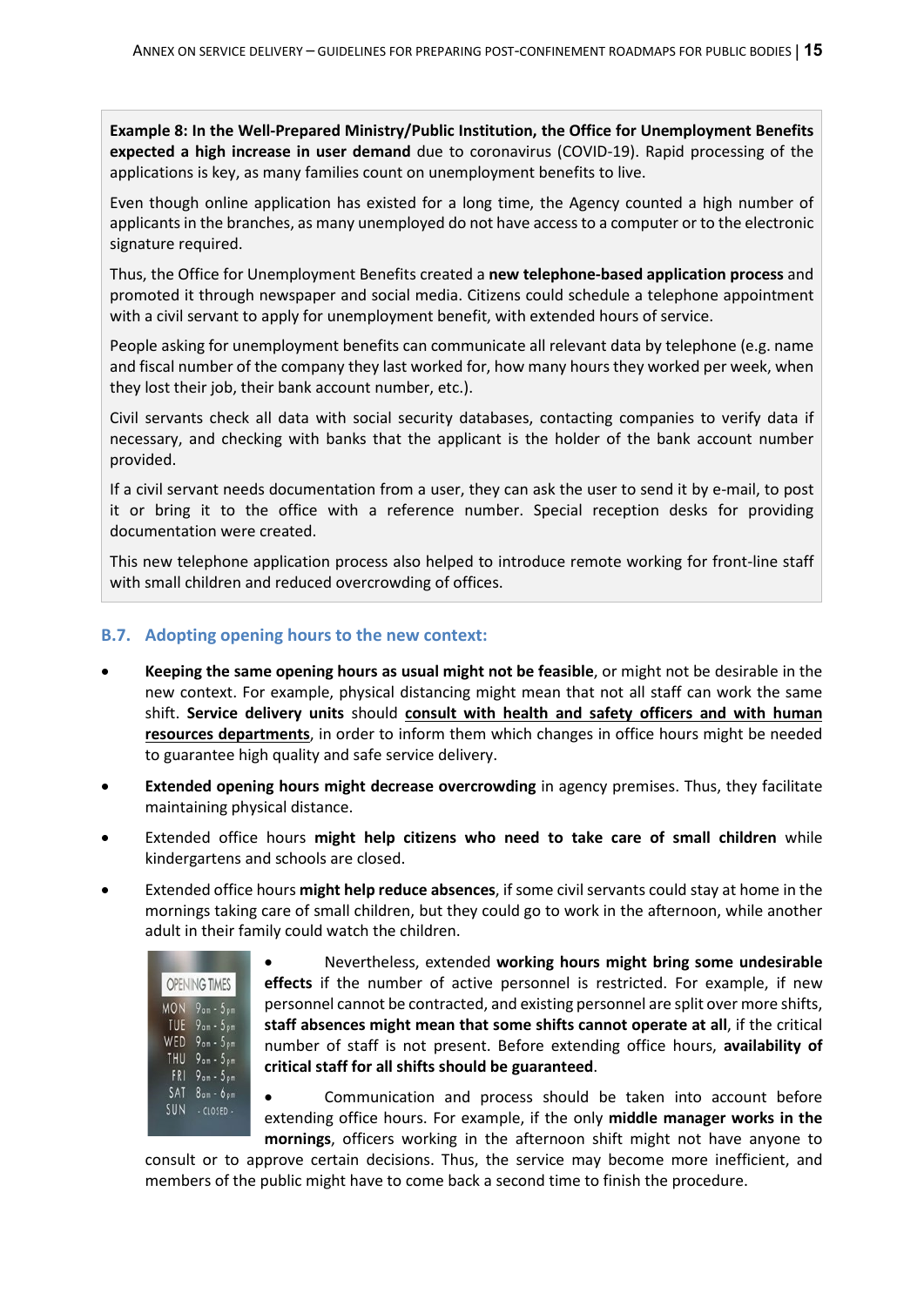**Example 8: In the Well-Prepared Ministry/Public Institution, the Office for Unemployment Benefits expected a high increase in user demand** due to coronavirus (COVID-19). Rapid processing of the applications is key, as many families count on unemployment benefits to live.

Even though online application has existed for a long time, the Agency counted a high number of applicants in the branches, as many unemployed do not have access to a computer or to the electronic signature required.

Thus, the Office for Unemployment Benefits created a **new telephone-based application process** and promoted it through newspaper and social media. Citizens could schedule a telephone appointment with a civil servant to apply for unemployment benefit, with extended hours of service.

People asking for unemployment benefits can communicate all relevant data by telephone (e.g. name and fiscal number of the company they last worked for, how many hours they worked per week, when they lost their job, their bank account number, etc.).

Civil servants check all data with social security databases, contacting companies to verify data if necessary, and checking with banks that the applicant is the holder of the bank account number provided.

If a civil servant needs documentation from a user, they can ask the user to send it by e-mail, to post it or bring it to the office with a reference number. Special reception desks for providing documentation were created.

This new telephone application process also helped to introduce remote working for front-line staff with small children and reduced overcrowding of offices.

### B.7. Adopting opening hours to the new context:

- **Keeping the same opening hours as usual might not be feasible**, or might not be desirable in the new context. For example, physical distancing might mean that not all staff can work the same shift. **Service delivery units** should **consult with health and safety officers and with human resources departments**, in order to inform them which changes in office hours might be needed to guarantee high quality and safe service delivery.
- **Extended opening hours might decrease overcrowding** in agency premises. Thus, they facilitate maintaining physical distance.
- Extended office hours **might help citizens who need to take care of small children** while kindergartens and schools are closed.
- Extended office hours **might help reduce absences**, if some civil servants could stay at home in the mornings taking care of small children, but they could go to work in the afternoon, while another adult in their family could watch the children.
- Nevertheless, extended **working hours might bring some undesirable effects** if the number of active personnel is restricted. For example, if new personnel cannot be contracted, and existing personnel are split over more shifts, **staff absences might mean that some shifts cannot operate at all**, if the critical number of staff is not present. Before extending office hours, **availability of critical staff for all shifts should be guaranteed**.
- Communication and process should be taken into account before extending office hours. For example, if the only **middle manager works in the mornings**, officers working in the afternoon shift might not have anyone to consult or to approve certain decisions. Thus, the service may become more inefficient, and members of the public might have to come back a second time to finish the procedure.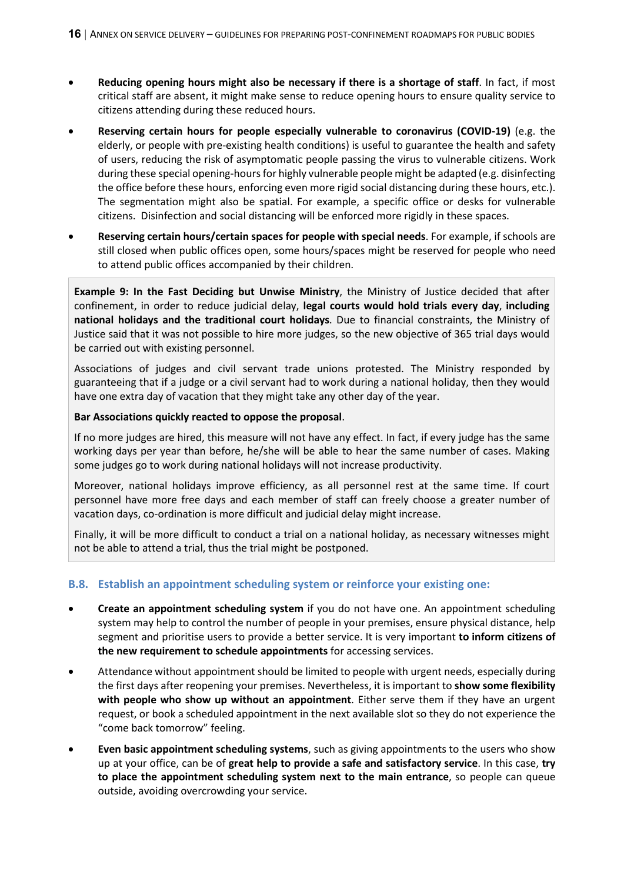- **Reducing opening hours might also be necessary if there is a shortage of staff**. In fact, if most critical staff are absent, it might make sense to reduce opening hours to ensure quality service to citizens attending during these reduced hours.
- **Reserving certain hours for people especially vulnerable to coronavirus (COVID-19)** (e.g. the elderly, or people with pre-existing health conditions) is useful to guarantee the health and safety of users, reducing the risk of asymptomatic people passing the virus to vulnerable citizens. Work during these special opening-hours for highly vulnerable people might be adapted (e.g. disinfecting the office before these hours, enforcing even more rigid social distancing during these hours, etc.). The segmentation might also be spatial. For example, a specific office or desks for vulnerable citizens. Disinfection and social distancing will be enforced more rigidly in these spaces.
- **Reserving certain hours/certain spaces for people with special needs**. For example, if schools are still closed when public offices open, some hours/spaces might be reserved for people who need to attend public offices accompanied by their children.

> **Example 9: In the Fast Deciding but Unwise Ministry**, the Ministry of Justice decided that after confinement, in order to reduce judicial delay, **legal courts would hold trials every day**, **including national holidays and the traditional court holidays**. Due to financial constraints, the Ministry of Justice said that it was not possible to hire more judges, so the new objective of 365 trial days would be carried out with existing personnel.
>
> Associations of judges and civil servant trade unions protested. The Ministry responded by guaranteeing that if a judge or a civil servant had to work during a national holiday, then they would have one extra day of vacation that they might take any other day of the year.
>
> **Bar Associations quickly reacted to oppose the proposal**.
>
> If no more judges are hired, this measure will not have any effect. In fact, if every judge has the same working days per year than before, he/she will be able to hear the same number of cases. Making some judges go to work during national holidays will not increase productivity.
>
> Moreover, national holidays improve efficiency, as all personnel rest at the same time. If court personnel have more free days and each member of staff can freely choose a greater number of vacation days, co-ordination is more difficult and judicial delay might increase.
>
> Finally, it will be more difficult to conduct a trial on a national holiday, as necessary witnesses might not be able to attend a trial, thus the trial might be postponed.

### B.8. Establish an appointment scheduling system or reinforce your existing one:

- **Create an appointment scheduling system** if you do not have one. An appointment scheduling system may help to control the number of people in your premises, ensure physical distance, help segment and prioritise users to provide a better service. It is very important **to inform citizens of the new requirement to schedule appointments** for accessing services.
- Attendance without appointment should be limited to people with urgent needs, especially during the first days after reopening your premises. Nevertheless, it is important to **show some flexibility with people who show up without an appointment**. Either serve them if they have an urgent request, or book a scheduled appointment in the next available slot so they do not experience the "come back tomorrow" feeling.
- **Even basic appointment scheduling systems**, such as giving appointments to the users who show up at your office, can be of **great help to provide a safe and satisfactory service**. In this case, **try to place the appointment scheduling system next to the main entrance**, so people can queue outside, avoiding overcrowding your service.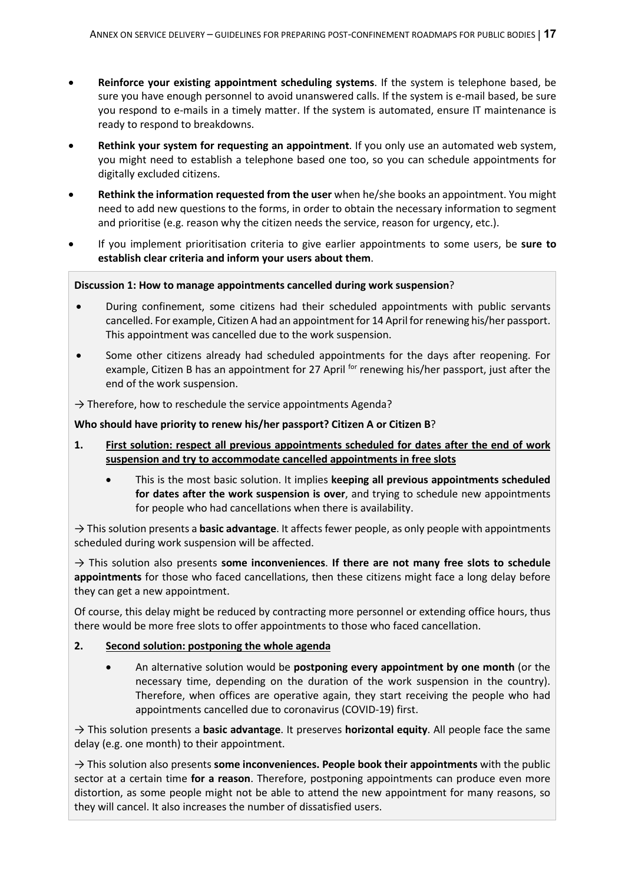- **Reinforce your existing appointment scheduling systems**. If the system is telephone based, be sure you have enough personnel to avoid unanswered calls. If the system is e-mail based, be sure you respond to e-mails in a timely matter. If the system is automated, ensure IT maintenance is ready to respond to breakdowns.
- **Rethink your system for requesting an appointment**. If you only use an automated web system, you might need to establish a telephone based one too, so you can schedule appointments for digitally excluded citizens.
- **Rethink the information requested from the user** when he/she books an appointment. You might need to add new questions to the forms, in order to obtain the necessary information to segment and prioritise (e.g. reason why the citizen needs the service, reason for urgency, etc.).
- If you implement prioritisation criteria to give earlier appointments to some users, be **sure to establish clear criteria and inform your users about them**.

**Discussion 1: How to manage appointments cancelled during work suspension**?

- During confinement, some citizens had their scheduled appointments with public servants cancelled. For example, Citizen A had an appointment for 14 April for renewing his/her passport. This appointment was cancelled due to the work suspension.
- Some other citizens already had scheduled appointments for the days after reopening. For example, Citizen B has an appointment for 27 April for renewing his/her passport, just after the end of the work suspension.

→ Therefore, how to reschedule the service appointments Agenda?

**Who should have priority to renew his/her passport? Citizen A or Citizen B**?

1. <u>**First solution: respect all previous appointments scheduled for dates after the end of work suspension and try to accommodate cancelled appointments in free slots**</u>

   - This is the most basic solution. It implies **keeping all previous appointments scheduled for dates after the work suspension is over**, and trying to schedule new appointments for people who had cancellations when there is availability.

→ This solution presents a **basic advantage**. It affects fewer people, as only people with appointments scheduled during work suspension will be affected.

→ This solution also presents **some inconveniences**. **If there are not many free slots to schedule appointments** for those who faced cancellations, then these citizens might face a long delay before they can get a new appointment.

Of course, this delay might be reduced by contracting more personnel or extending office hours, thus there would be more free slots to offer appointments to those who faced cancellation.

2. <u>**Second solution: postponing the whole agenda**</u>

   - An alternative solution would be **postponing every appointment by one month** (or the necessary time, depending on the duration of the work suspension in the country). Therefore, when offices are operative again, they start receiving the people who had appointments cancelled due to coronavirus (COVID-19) first.

→ This solution presents a **basic advantage**. It preserves **horizontal equity**. All people face the same delay (e.g. one month) to their appointment.

→ This solution also presents **some inconveniences. People book their appointments** with the public sector at a certain time **for a reason**. Therefore, postponing appointments can produce even more distortion, as some people might not be able to attend the new appointment for many reasons, so they will cancel. It also increases the number of dissatisfied users.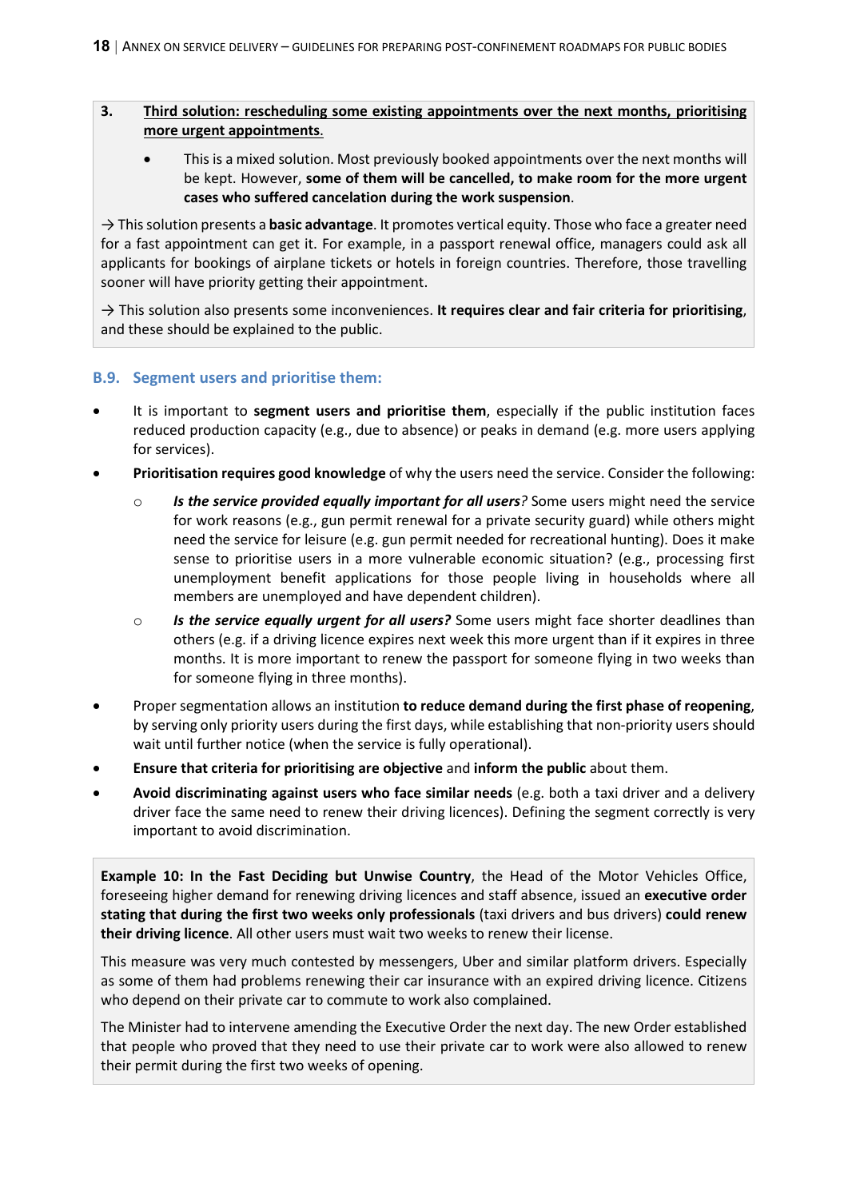**3. <u>Third solution: rescheduling some existing appointments over the next months, prioritising more urgent appointments</u>.**

- This is a mixed solution. Most previously booked appointments over the next months will be kept. However, **some of them will be cancelled, to make room for the more urgent cases who suffered cancelation during the work suspension**.

→ This solution presents a **basic advantage**. It promotes vertical equity. Those who face a greater need for a fast appointment can get it. For example, in a passport renewal office, managers could ask all applicants for bookings of airplane tickets or hotels in foreign countries. Therefore, those travelling sooner will have priority getting their appointment.

→ This solution also presents some inconveniences. **It requires clear and fair criteria for prioritising**, and these should be explained to the public.

### B.9. Segment users and prioritise them:

- It is important to **segment users and prioritise them**, especially if the public institution faces reduced production capacity (e.g., due to absence) or peaks in demand (e.g. more users applying for services).
- **Prioritisation requires good knowledge** of why the users need the service. Consider the following:
  - ***Is the service provided equally important for all users****?* Some users might need the service for work reasons (e.g., gun permit renewal for a private security guard) while others might need the service for leisure (e.g. gun permit needed for recreational hunting). Does it make sense to prioritise users in a more vulnerable economic situation? (e.g., processing first unemployment benefit applications for those people living in households where all members are unemployed and have dependent children).
  - ***Is the service equally urgent for all users?*** Some users might face shorter deadlines than others (e.g. if a driving licence expires next week this more urgent than if it expires in three months. It is more important to renew the passport for someone flying in two weeks than for someone flying in three months).
- Proper segmentation allows an institution **to reduce demand during the first phase of reopening**, by serving only priority users during the first days, while establishing that non-priority users should wait until further notice (when the service is fully operational).
- **Ensure that criteria for prioritising are objective** and **inform the public** about them.
- **Avoid discriminating against users who face similar needs** (e.g. both a taxi driver and a delivery driver face the same need to renew their driving licences). Defining the segment correctly is very important to avoid discrimination.

**Example 10: In the Fast Deciding but Unwise Country**, the Head of the Motor Vehicles Office, foreseeing higher demand for renewing driving licences and staff absence, issued an **executive order stating that during the first two weeks only professionals** (taxi drivers and bus drivers) **could renew their driving licence**. All other users must wait two weeks to renew their license.

This measure was very much contested by messengers, Uber and similar platform drivers. Especially as some of them had problems renewing their car insurance with an expired driving licence. Citizens who depend on their private car to commute to work also complained.

The Minister had to intervene amending the Executive Order the next day. The new Order established that people who proved that they need to use their private car to work were also allowed to renew their permit during the first two weeks of opening.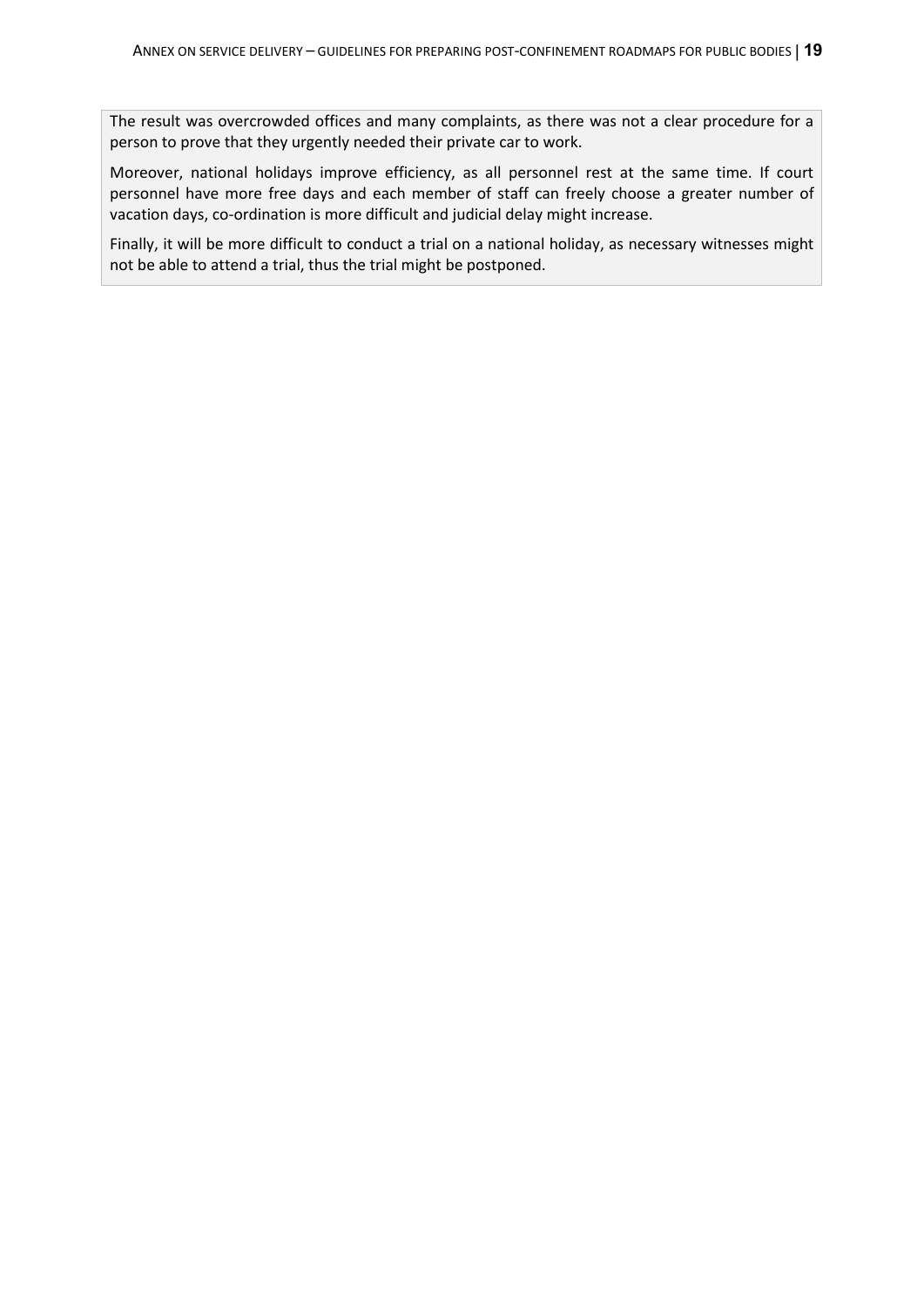The result was overcrowded offices and many complaints, as there was not a clear procedure for a person to prove that they urgently needed their private car to work.

Moreover, national holidays improve efficiency, as all personnel rest at the same time. If court personnel have more free days and each member of staff can freely choose a greater number of vacation days, co-ordination is more difficult and judicial delay might increase.

Finally, it will be more difficult to conduct a trial on a national holiday, as necessary witnesses might not be able to attend a trial, thus the trial might be postponed.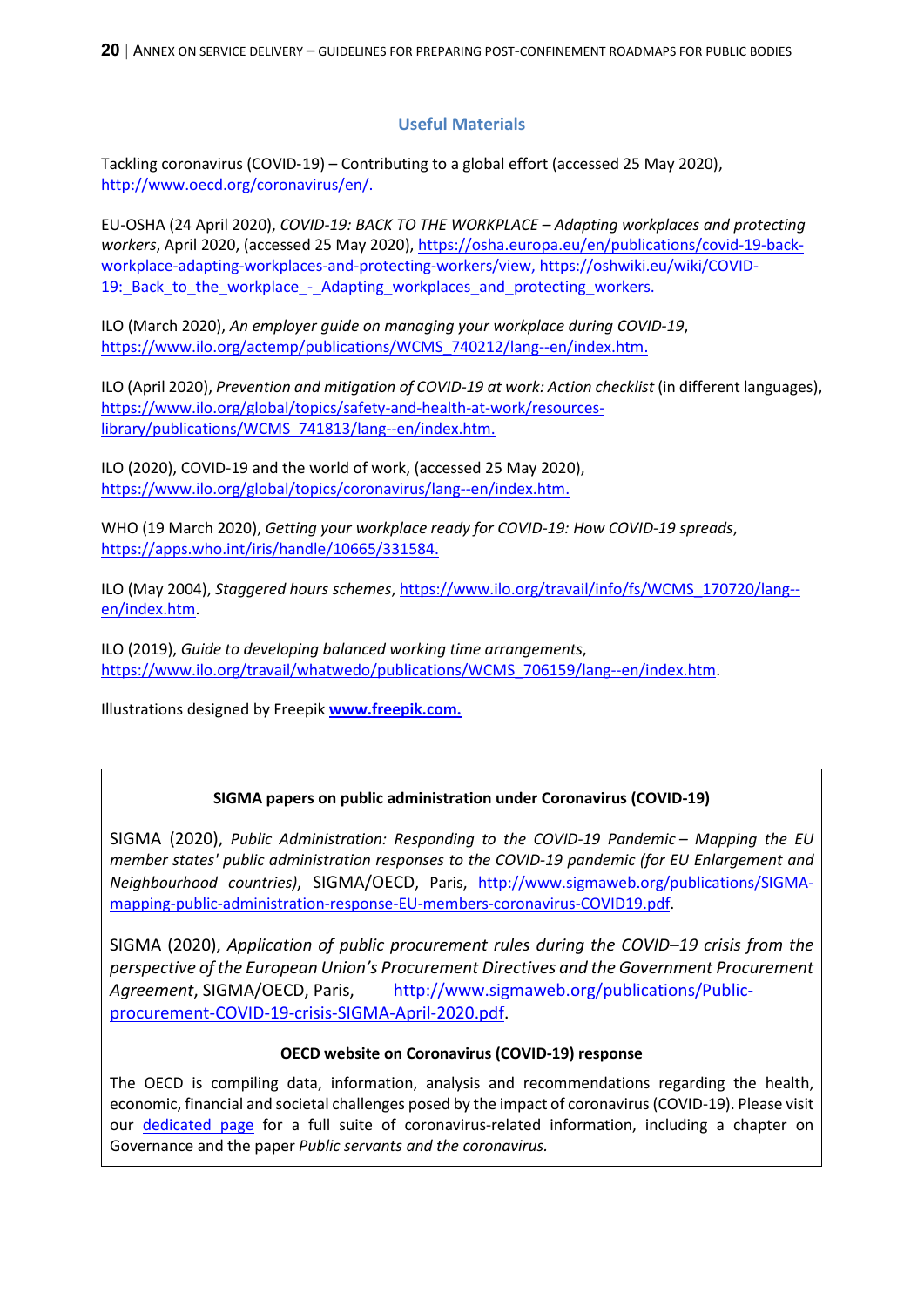## Useful Materials

Tackling coronavirus (COVID-19) – Contributing to a global effort (accessed 25 May 2020), http://www.oecd.org/coronavirus/en/.

EU-OSHA (24 April 2020), *COVID-19: BACK TO THE WORKPLACE – Adapting workplaces and protecting workers*, April 2020, (accessed 25 May 2020), https://osha.europa.eu/en/publications/covid-19-back-workplace-adapting-workplaces-and-protecting-workers/view, https://oshwiki.eu/wiki/COVID-19:_Back_to_the_workplace_-_Adapting_workplaces_and_protecting_workers.

ILO (March 2020), *An employer guide on managing your workplace during COVID-19*, https://www.ilo.org/actemp/publications/WCMS_740212/lang--en/index.htm.

ILO (April 2020), *Prevention and mitigation of COVID-19 at work: Action checklist* (in different languages), https://www.ilo.org/global/topics/safety-and-health-at-work/resources-library/publications/WCMS_741813/lang--en/index.htm.

ILO (2020), COVID-19 and the world of work, (accessed 25 May 2020), https://www.ilo.org/global/topics/coronavirus/lang--en/index.htm.

WHO (19 March 2020), *Getting your workplace ready for COVID-19: How COVID-19 spreads*, https://apps.who.int/iris/handle/10665/331584.

ILO (May 2004), *Staggered hours schemes*, https://www.ilo.org/travail/info/fs/WCMS_170720/lang--en/index.htm.

ILO (2019), *Guide to developing balanced working time arrangements*, https://www.ilo.org/travail/whatwedo/publications/WCMS_706159/lang--en/index.htm.

Illustrations designed by Freepik **www.freepik.com.**

**SIGMA papers on public administration under Coronavirus (COVID-19)**

SIGMA (2020), *Public Administration: Responding to the COVID-19 Pandemic – Mapping the EU member states' public administration responses to the COVID-19 pandemic (for EU Enlargement and Neighbourhood countries)*, SIGMA/OECD, Paris, http://www.sigmaweb.org/publications/SIGMA-mapping-public-administration-response-EU-members-coronavirus-COVID19.pdf.

SIGMA (2020), *Application of public procurement rules during the COVID–19 crisis from the perspective of the European Union's Procurement Directives and the Government Procurement Agreement*, SIGMA/OECD, Paris, http://www.sigmaweb.org/publications/Public-procurement-COVID-19-crisis-SIGMA-April-2020.pdf.

**OECD website on Coronavirus (COVID-19) response**

The OECD is compiling data, information, analysis and recommendations regarding the health, economic, financial and societal challenges posed by the impact of coronavirus (COVID-19). Please visit our dedicated page for a full suite of coronavirus-related information, including a chapter on Governance and the paper *Public servants and the coronavirus.*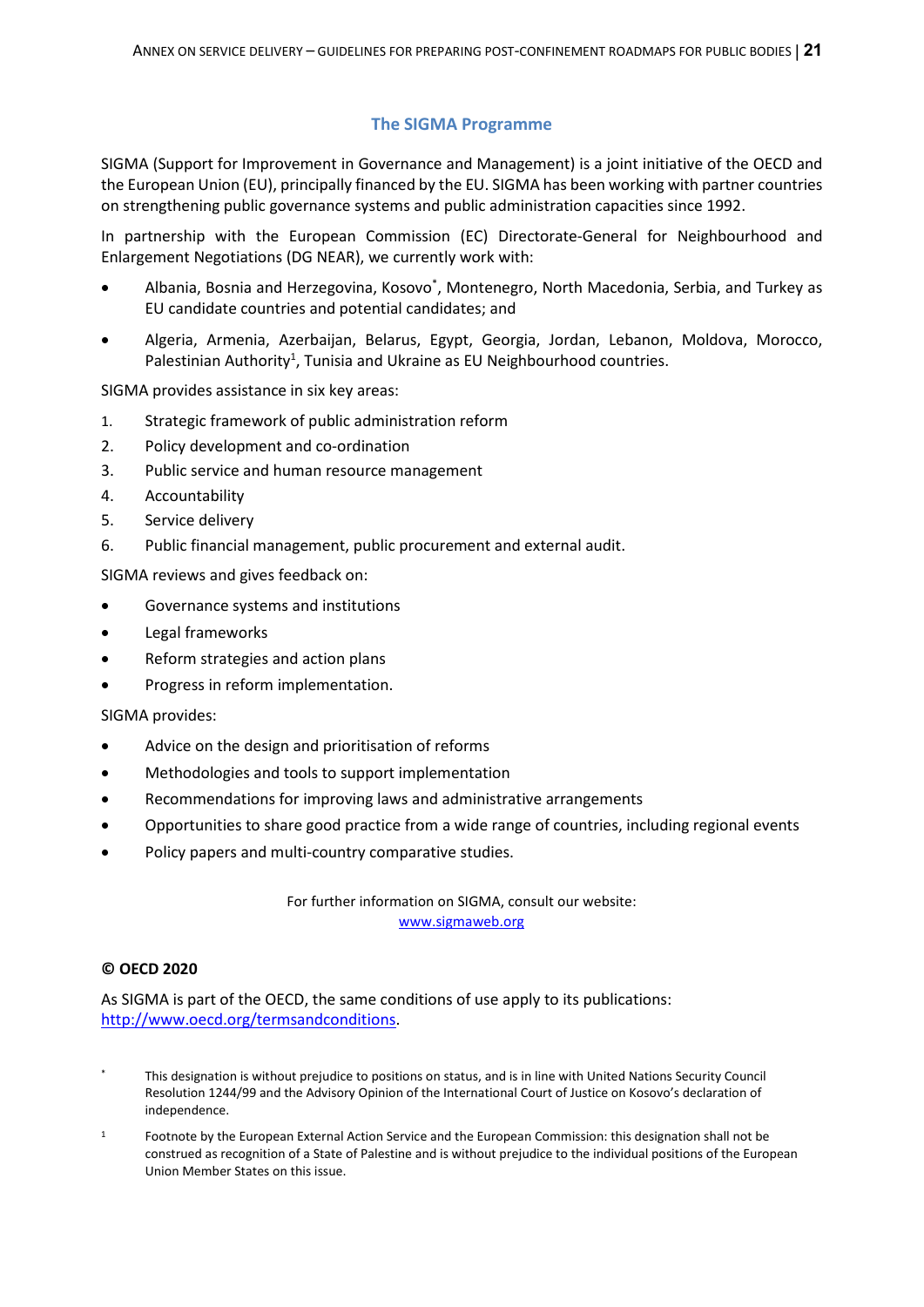## The SIGMA Programme

SIGMA (Support for Improvement in Governance and Management) is a joint initiative of the OECD and the European Union (EU), principally financed by the EU. SIGMA has been working with partner countries on strengthening public governance systems and public administration capacities since 1992.

In partnership with the European Commission (EC) Directorate-General for Neighbourhood and Enlargement Negotiations (DG NEAR), we currently work with:

- Albania, Bosnia and Herzegovina, Kosovo[*], Montenegro, North Macedonia, Serbia, and Turkey as EU candidate countries and potential candidates; and
- Algeria, Armenia, Azerbaijan, Belarus, Egypt, Georgia, Jordan, Lebanon, Moldova, Morocco, Palestinian Authority[1], Tunisia and Ukraine as EU Neighbourhood countries.

SIGMA provides assistance in six key areas:

1. Strategic framework of public administration reform
2. Policy development and co-ordination
3. Public service and human resource management
4. Accountability
5. Service delivery
6. Public financial management, public procurement and external audit.

SIGMA reviews and gives feedback on:

- Governance systems and institutions
- Legal frameworks
- Reform strategies and action plans
- Progress in reform implementation.

SIGMA provides:

- Advice on the design and prioritisation of reforms
- Methodologies and tools to support implementation
- Recommendations for improving laws and administrative arrangements
- Opportunities to share good practice from a wide range of countries, including regional events
- Policy papers and multi-country comparative studies.

For further information on SIGMA, consult our website:
[www.sigmaweb.org](http://www.sigmaweb.org)

**© OECD 2020**

As SIGMA is part of the OECD, the same conditions of use apply to its publications:
[http://www.oecd.org/termsandconditions](http://www.oecd.org/termsandconditions).

[*] This designation is without prejudice to positions on status, and is in line with United Nations Security Council Resolution 1244/99 and the Advisory Opinion of the International Court of Justice on Kosovo's declaration of independence.

[1] Footnote by the European External Action Service and the European Commission: this designation shall not be construed as recognition of a State of Palestine and is without prejudice to the individual positions of the European Union Member States on this issue.